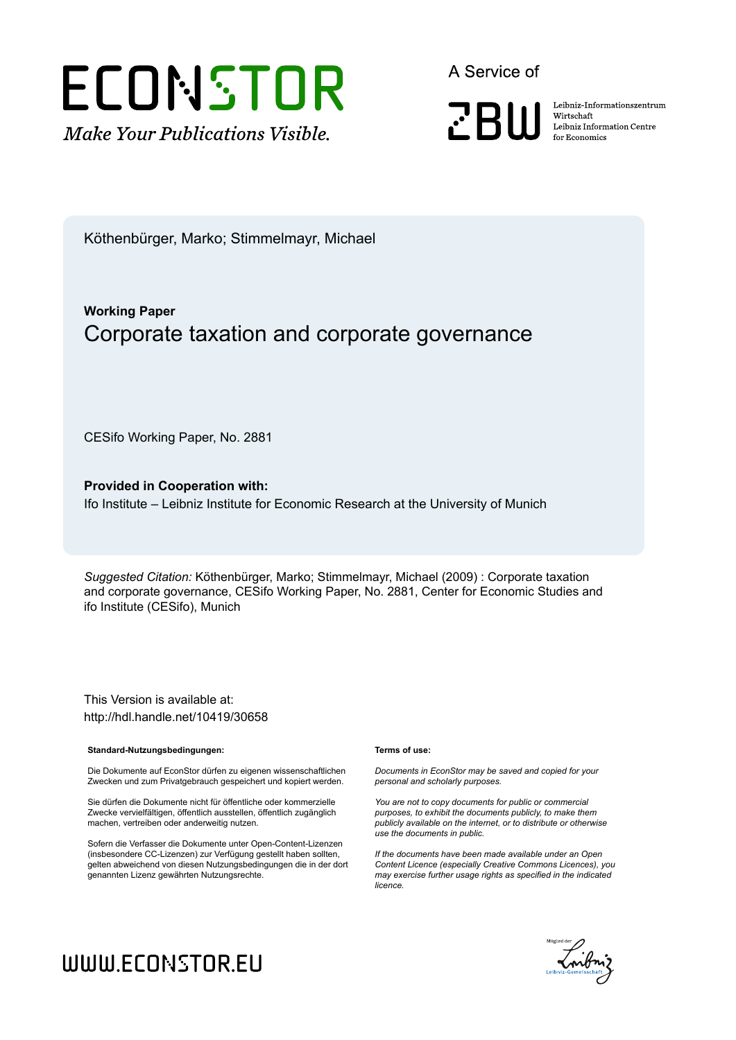ECONSTOR

*Make Your Publications Visible.*

A Service of

ZBW

Leibniz-Informationszentrum Wirtschaft
Leibniz Information Centre for Economics

Köthenbürger, Marko; Stimmelmayr, Michael

**Working Paper**

# Corporate taxation and corporate governance

CESifo Working Paper, No. 2881

**Provided in Cooperation with:**

Ifo Institute – Leibniz Institute for Economic Research at the University of Munich

*Suggested Citation:* Köthenbürger, Marko; Stimmelmayr, Michael (2009) : Corporate taxation and corporate governance, CESifo Working Paper, No. 2881, Center for Economic Studies and ifo Institute (CESifo), Munich

This Version is available at:
http://hdl.handle.net/10419/30658

**Standard-Nutzungsbedingungen:**

Die Dokumente auf EconStor dürfen zu eigenen wissenschaftlichen Zwecken und zum Privatgebrauch gespeichert und kopiert werden.

Sie dürfen die Dokumente nicht für öffentliche oder kommerzielle Zwecke vervielfältigen, öffentlich ausstellen, öffentlich zugänglich machen, vertreiben oder anderweitig nutzen.

Sofern die Verfasser die Dokumente unter Open-Content-Lizenzen (insbesondere CC-Lizenzen) zur Verfügung gestellt haben sollten, gelten abweichend von diesen Nutzungsbedingungen die in der dort genannten Lizenz gewährten Nutzungsrechte.

**Terms of use:**

*Documents in EconStor may be saved and copied for your personal and scholarly purposes.*

*You are not to copy documents for public or commercial purposes, to exhibit the documents publicly, to make them publicly available on the internet, or to distribute or otherwise use the documents in public.*

*If the documents have been made available under an Open Content Licence (especially Creative Commons Licences), you may exercise further usage rights as specified in the indicated licence.*

WWW.ECONSTOR.EU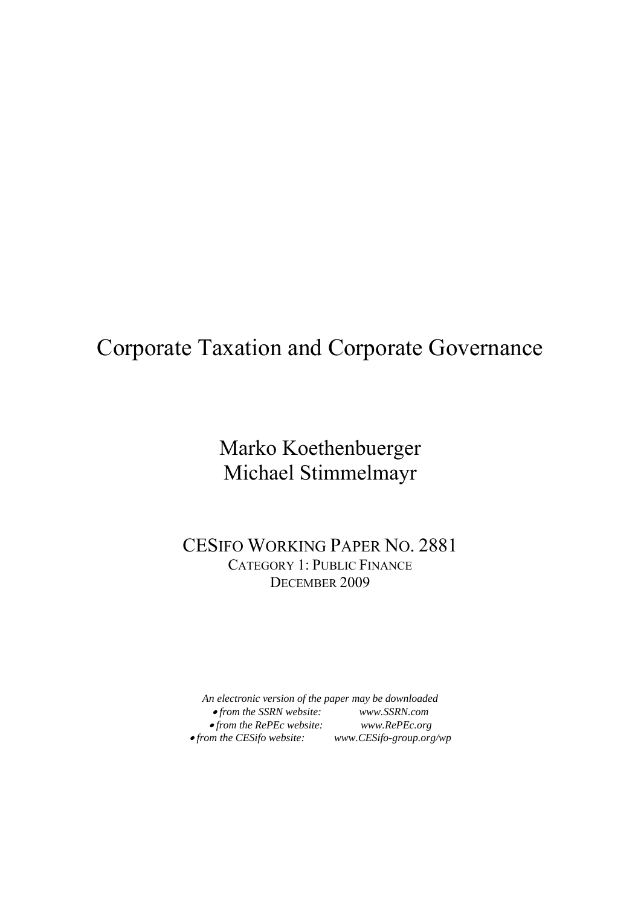# Corporate Taxation and Corporate Governance

Marko Koethenbuerger
Michael Stimmelmayr

CESIFO WORKING PAPER NO. 2881
CATEGORY 1: PUBLIC FINANCE
DECEMBER 2009

*An electronic version of the paper may be downloaded*
- *from the SSRN website:* *www.SSRN.com*
- *from the RePEc website:* *www.RePEc.org*
- *from the CESifo website:* *www.CESifo-group.org/wp*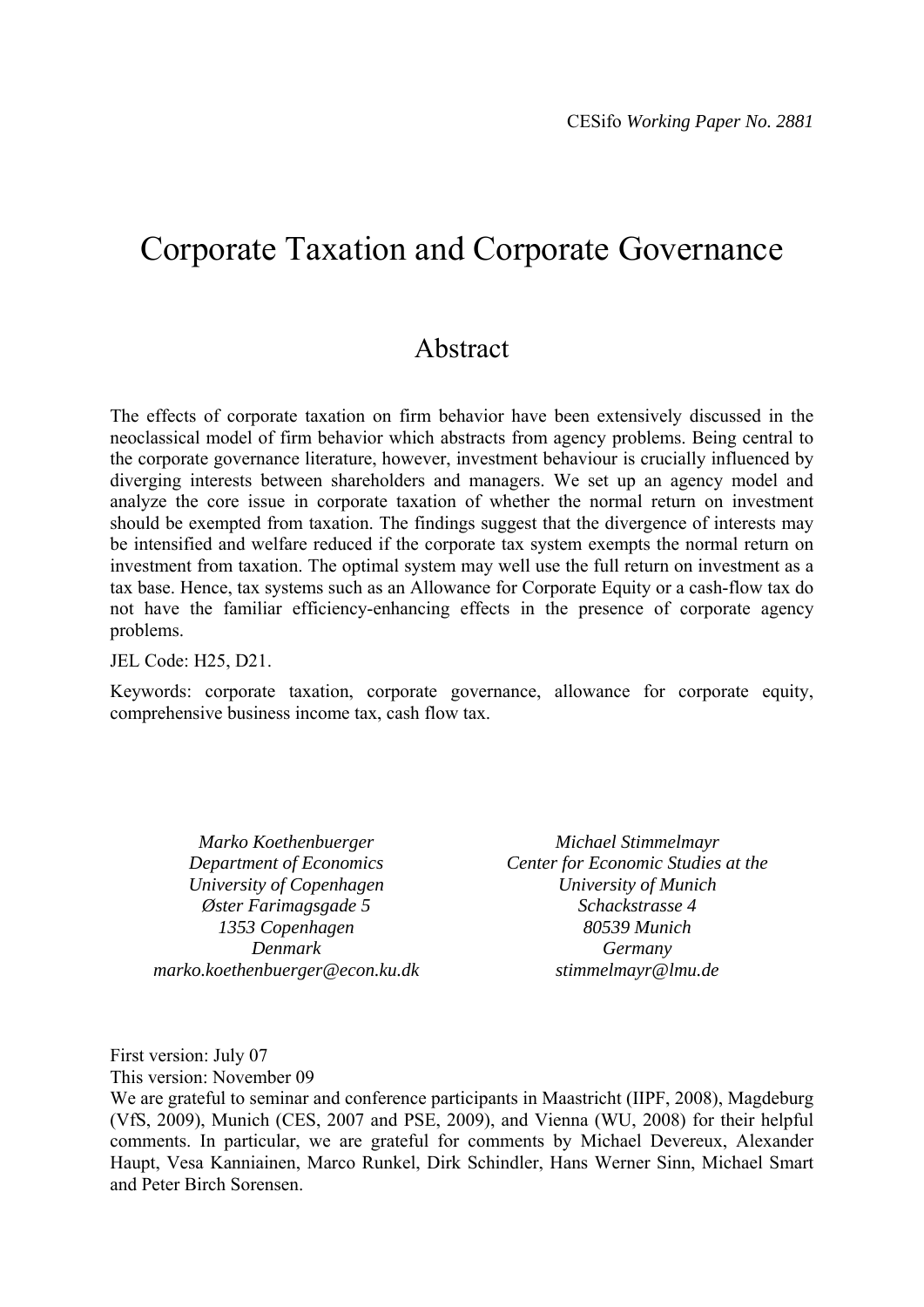CESifo *Working Paper No. 2881*

# Corporate Taxation and Corporate Governance

## Abstract

The effects of corporate taxation on firm behavior have been extensively discussed in the neoclassical model of firm behavior which abstracts from agency problems. Being central to the corporate governance literature, however, investment behaviour is crucially influenced by diverging interests between shareholders and managers. We set up an agency model and analyze the core issue in corporate taxation of whether the normal return on investment should be exempted from taxation. The findings suggest that the divergence of interests may be intensified and welfare reduced if the corporate tax system exempts the normal return on investment from taxation. The optimal system may well use the full return on investment as a tax base. Hence, tax systems such as an Allowance for Corporate Equity or a cash-flow tax do not have the familiar efficiency-enhancing effects in the presence of corporate agency problems.

JEL Code: H25, D21.

Keywords: corporate taxation, corporate governance, allowance for corporate equity, comprehensive business income tax, cash flow tax.

*Marko Koethenbuerger*
*Department of Economics*
*University of Copenhagen*
*Øster Farimagsgade 5*
*1353 Copenhagen*
*Denmark*
*marko.koethenbuerger@econ.ku.dk*

*Michael Stimmelmayr*
*Center for Economic Studies at the University of Munich*
*Schackstrasse 4*
*80539 Munich*
*Germany*
*stimmelmayr@lmu.de*

First version: July 07
This version: November 09
We are grateful to seminar and conference participants in Maastricht (IIPF, 2008), Magdeburg (VfS, 2009), Munich (CES, 2007 and PSE, 2009), and Vienna (WU, 2008) for their helpful comments. In particular, we are grateful for comments by Michael Devereux, Alexander Haupt, Vesa Kanniainen, Marco Runkel, Dirk Schindler, Hans Werner Sinn, Michael Smart and Peter Birch Sorensen.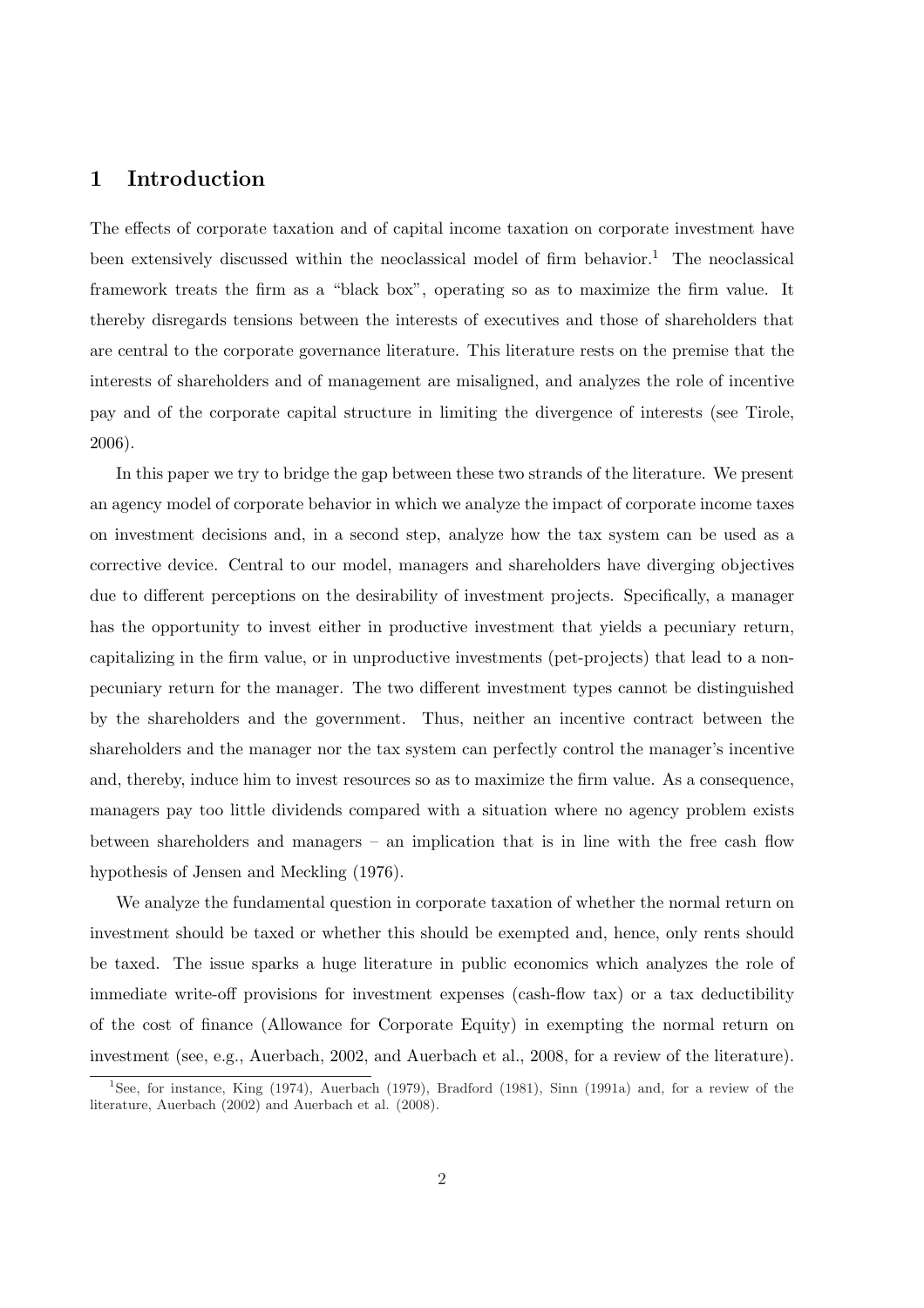## 1 Introduction

The effects of corporate taxation and of capital income taxation on corporate investment have been extensively discussed within the neoclassical model of firm behavior.[1] The neoclassical framework treats the firm as a "black box", operating so as to maximize the firm value. It thereby disregards tensions between the interests of executives and those of shareholders that are central to the corporate governance literature. This literature rests on the premise that the interests of shareholders and of management are misaligned, and analyzes the role of incentive pay and of the corporate capital structure in limiting the divergence of interests (see Tirole, 2006).

In this paper we try to bridge the gap between these two strands of the literature. We present an agency model of corporate behavior in which we analyze the impact of corporate income taxes on investment decisions and, in a second step, analyze how the tax system can be used as a corrective device. Central to our model, managers and shareholders have diverging objectives due to different perceptions on the desirability of investment projects. Specifically, a manager has the opportunity to invest either in productive investment that yields a pecuniary return, capitalizing in the firm value, or in unproductive investments (pet-projects) that lead to a non-pecuniary return for the manager. The two different investment types cannot be distinguished by the shareholders and the government. Thus, neither an incentive contract between the shareholders and the manager nor the tax system can perfectly control the manager's incentive and, thereby, induce him to invest resources so as to maximize the firm value. As a consequence, managers pay too little dividends compared with a situation where no agency problem exists between shareholders and managers – an implication that is in line with the free cash flow hypothesis of Jensen and Meckling (1976).

We analyze the fundamental question in corporate taxation of whether the normal return on investment should be taxed or whether this should be exempted and, hence, only rents should be taxed. The issue sparks a huge literature in public economics which analyzes the role of immediate write-off provisions for investment expenses (cash-flow tax) or a tax deductibility of the cost of finance (Allowance for Corporate Equity) in exempting the normal return on investment (see, e.g., Auerbach, 2002, and Auerbach et al., 2008, for a review of the literature).

[1] See, for instance, King (1974), Auerbach (1979), Bradford (1981), Sinn (1991a) and, for a review of the literature, Auerbach (2002) and Auerbach et al. (2008).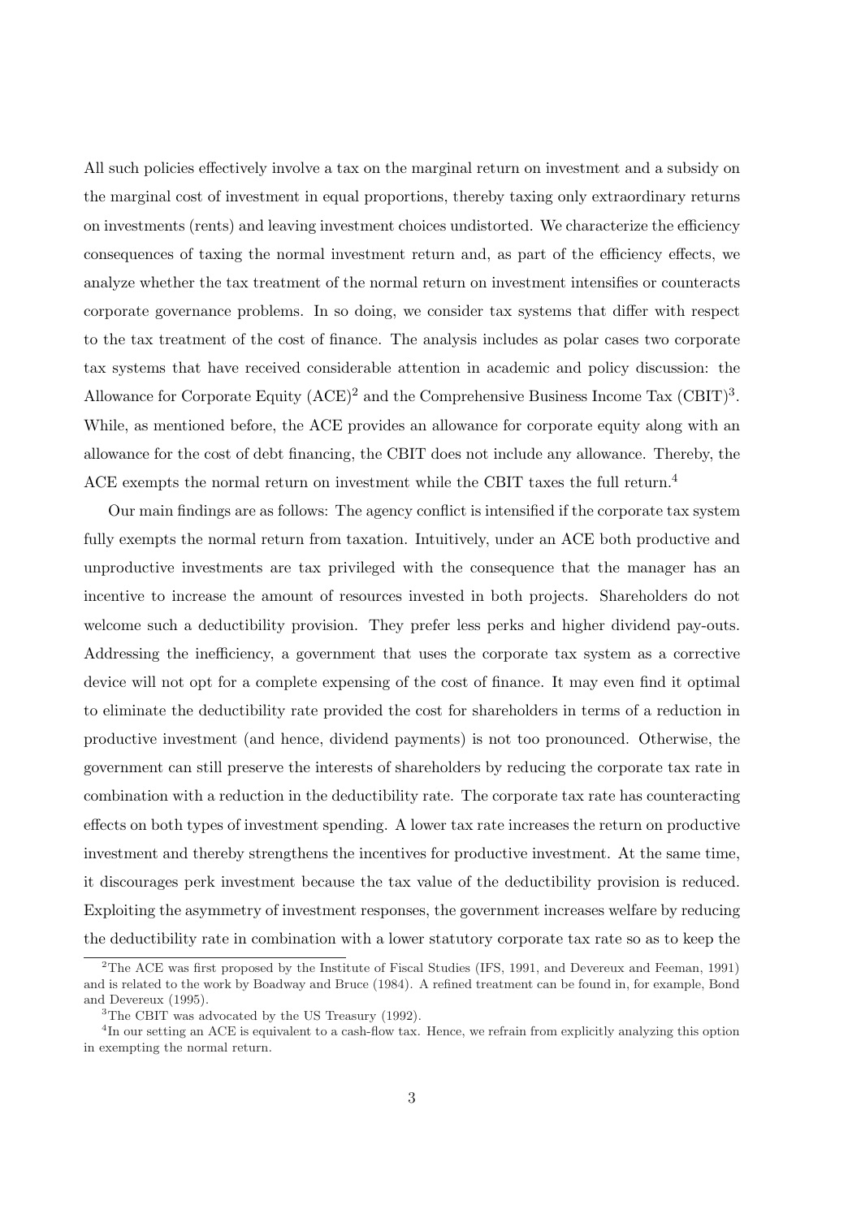All such policies effectively involve a tax on the marginal return on investment and a subsidy on the marginal cost of investment in equal proportions, thereby taxing only extraordinary returns on investments (rents) and leaving investment choices undistorted. We characterize the efficiency consequences of taxing the normal investment return and, as part of the efficiency effects, we analyze whether the tax treatment of the normal return on investment intensifies or counteracts corporate governance problems. In so doing, we consider tax systems that differ with respect to the tax treatment of the cost of finance. The analysis includes as polar cases two corporate tax systems that have received considerable attention in academic and policy discussion: the Allowance for Corporate Equity (ACE)[2] and the Comprehensive Business Income Tax (CBIT)[3]. While, as mentioned before, the ACE provides an allowance for corporate equity along with an allowance for the cost of debt financing, the CBIT does not include any allowance. Thereby, the ACE exempts the normal return on investment while the CBIT taxes the full return.[4]

Our main findings are as follows: The agency conflict is intensified if the corporate tax system fully exempts the normal return from taxation. Intuitively, under an ACE both productive and unproductive investments are tax privileged with the consequence that the manager has an incentive to increase the amount of resources invested in both projects. Shareholders do not welcome such a deductibility provision. They prefer less perks and higher dividend pay-outs. Addressing the inefficiency, a government that uses the corporate tax system as a corrective device will not opt for a complete expensing of the cost of finance. It may even find it optimal to eliminate the deductibility rate provided the cost for shareholders in terms of a reduction in productive investment (and hence, dividend payments) is not too pronounced. Otherwise, the government can still preserve the interests of shareholders by reducing the corporate tax rate in combination with a reduction in the deductibility rate. The corporate tax rate has counteracting effects on both types of investment spending. A lower tax rate increases the return on productive investment and thereby strengthens the incentives for productive investment. At the same time, it discourages perk investment because the tax value of the deductibility provision is reduced. Exploiting the asymmetry of investment responses, the government increases welfare by reducing the deductibility rate in combination with a lower statutory corporate tax rate so as to keep the

[2] The ACE was first proposed by the Institute of Fiscal Studies (IFS, 1991, and Devereux and Feeman, 1991) and is related to the work by Boadway and Bruce (1984). A refined treatment can be found in, for example, Bond and Devereux (1995).

[3] The CBIT was advocated by the US Treasury (1992).

[4] In our setting an ACE is equivalent to a cash-flow tax. Hence, we refrain from explicitly analyzing this option in exempting the normal return.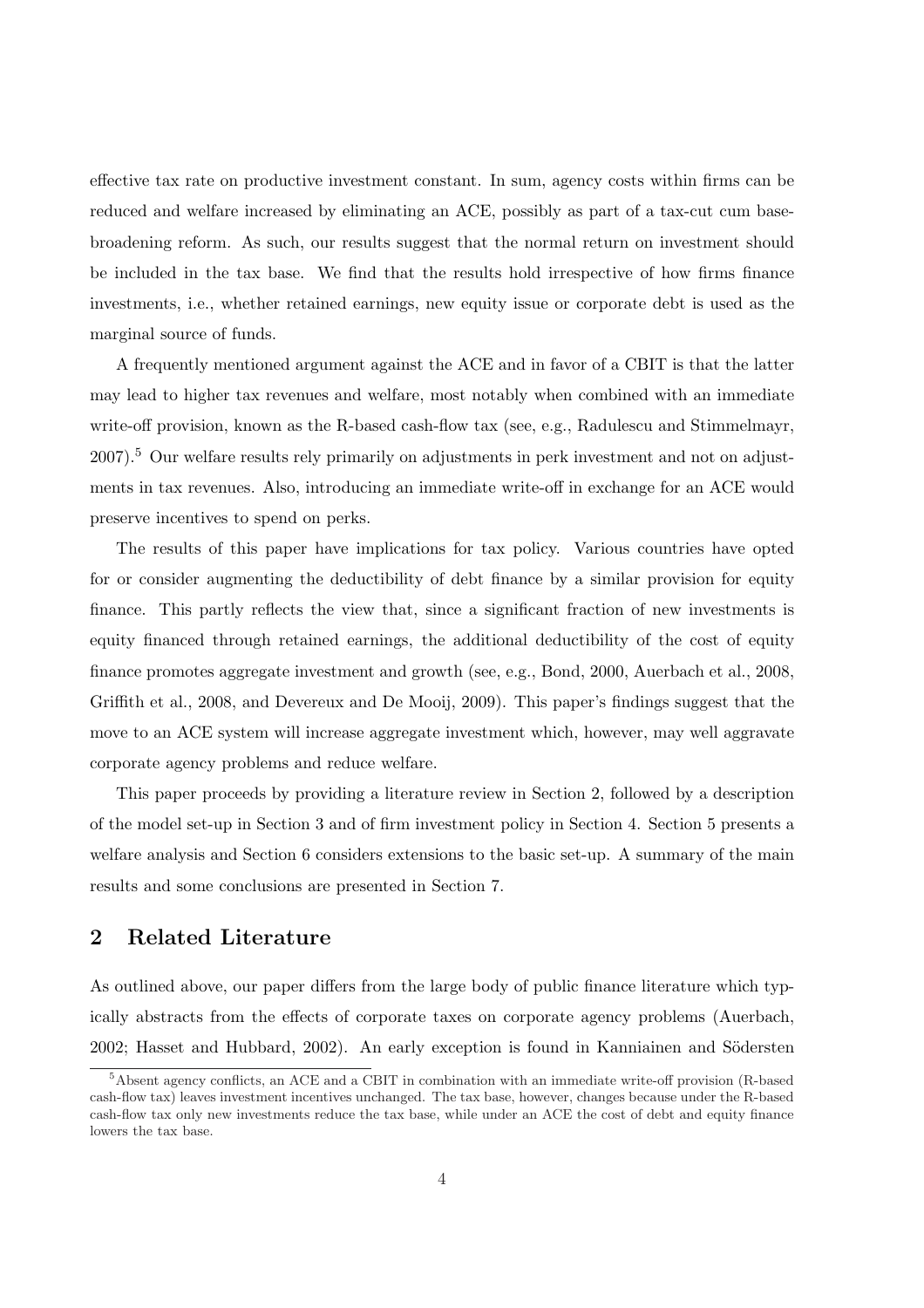effective tax rate on productive investment constant. In sum, agency costs within firms can be reduced and welfare increased by eliminating an ACE, possibly as part of a tax-cut cum base-broadening reform. As such, our results suggest that the normal return on investment should be included in the tax base. We find that the results hold irrespective of how firms finance investments, i.e., whether retained earnings, new equity issue or corporate debt is used as the marginal source of funds.

A frequently mentioned argument against the ACE and in favor of a CBIT is that the latter may lead to higher tax revenues and welfare, most notably when combined with an immediate write-off provision, known as the R-based cash-flow tax (see, e.g., Radulescu and Stimmelmayr, 2007).[5] Our welfare results rely primarily on adjustments in perk investment and not on adjustments in tax revenues. Also, introducing an immediate write-off in exchange for an ACE would preserve incentives to spend on perks.

The results of this paper have implications for tax policy. Various countries have opted for or consider augmenting the deductibility of debt finance by a similar provision for equity finance. This partly reflects the view that, since a significant fraction of new investments is equity financed through retained earnings, the additional deductibility of the cost of equity finance promotes aggregate investment and growth (see, e.g., Bond, 2000, Auerbach et al., 2008, Griffith et al., 2008, and Devereux and De Mooij, 2009). This paper's findings suggest that the move to an ACE system will increase aggregate investment which, however, may well aggravate corporate agency problems and reduce welfare.

This paper proceeds by providing a literature review in Section 2, followed by a description of the model set-up in Section 3 and of firm investment policy in Section 4. Section 5 presents a welfare analysis and Section 6 considers extensions to the basic set-up. A summary of the main results and some conclusions are presented in Section 7.

## 2 Related Literature

As outlined above, our paper differs from the large body of public finance literature which typically abstracts from the effects of corporate taxes on corporate agency problems (Auerbach, 2002; Hasset and Hubbard, 2002). An early exception is found in Kanniainen and Södersten

[5] Absent agency conflicts, an ACE and a CBIT in combination with an immediate write-off provision (R-based cash-flow tax) leaves investment incentives unchanged. The tax base, however, changes because under the R-based cash-flow tax only new investments reduce the tax base, while under an ACE the cost of debt and equity finance lowers the tax base.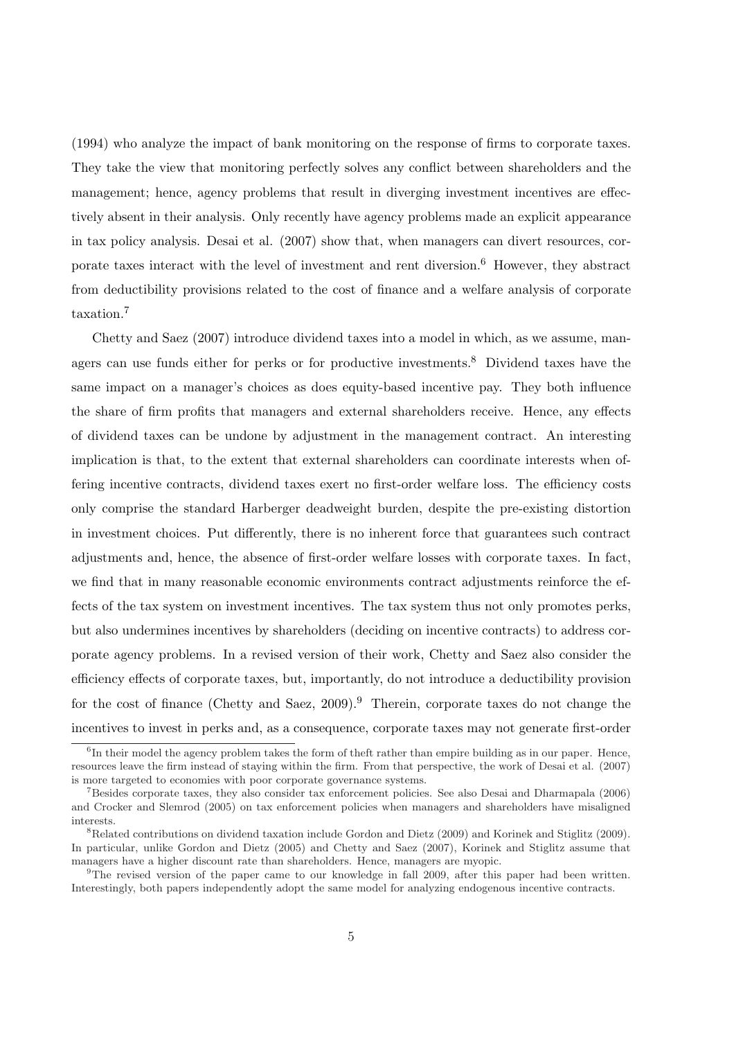(1994) who analyze the impact of bank monitoring on the response of firms to corporate taxes. They take the view that monitoring perfectly solves any conflict between shareholders and the management; hence, agency problems that result in diverging investment incentives are effectively absent in their analysis. Only recently have agency problems made an explicit appearance in tax policy analysis. Desai et al. (2007) show that, when managers can divert resources, corporate taxes interact with the level of investment and rent diversion.[6] However, they abstract from deductibility provisions related to the cost of finance and a welfare analysis of corporate taxation.[7]

Chetty and Saez (2007) introduce dividend taxes into a model in which, as we assume, managers can use funds either for perks or for productive investments.[8] Dividend taxes have the same impact on a manager's choices as does equity-based incentive pay. They both influence the share of firm profits that managers and external shareholders receive. Hence, any effects of dividend taxes can be undone by adjustment in the management contract. An interesting implication is that, to the extent that external shareholders can coordinate interests when offering incentive contracts, dividend taxes exert no first-order welfare loss. The efficiency costs only comprise the standard Harberger deadweight burden, despite the pre-existing distortion in investment choices. Put differently, there is no inherent force that guarantees such contract adjustments and, hence, the absence of first-order welfare losses with corporate taxes. In fact, we find that in many reasonable economic environments contract adjustments reinforce the effects of the tax system on investment incentives. The tax system thus not only promotes perks, but also undermines incentives by shareholders (deciding on incentive contracts) to address corporate agency problems. In a revised version of their work, Chetty and Saez also consider the efficiency effects of corporate taxes, but, importantly, do not introduce a deductibility provision for the cost of finance (Chetty and Saez, 2009).[9] Therein, corporate taxes do not change the incentives to invest in perks and, as a consequence, corporate taxes may not generate first-order

---

[6] In their model the agency problem takes the form of theft rather than empire building as in our paper. Hence, resources leave the firm instead of staying within the firm. From that perspective, the work of Desai et al. (2007) is more targeted to economies with poor corporate governance systems.

[7] Besides corporate taxes, they also consider tax enforcement policies. See also Desai and Dharmapala (2006) and Crocker and Slemrod (2005) on tax enforcement policies when managers and shareholders have misaligned interests.

[8] Related contributions on dividend taxation include Gordon and Dietz (2009) and Korinek and Stiglitz (2009). In particular, unlike Gordon and Dietz (2005) and Chetty and Saez (2007), Korinek and Stiglitz assume that managers have a higher discount rate than shareholders. Hence, managers are myopic.

[9] The revised version of the paper came to our knowledge in fall 2009, after this paper had been written. Interestingly, both papers independently adopt the same model for analyzing endogenous incentive contracts.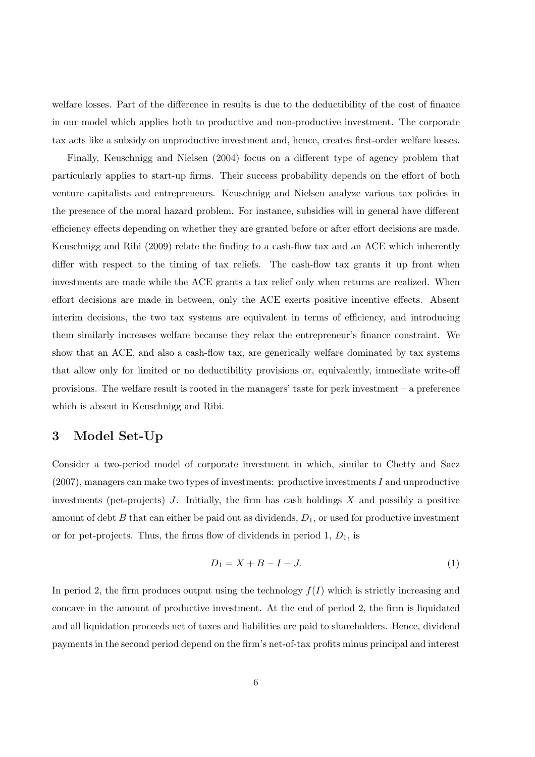welfare losses. Part of the difference in results is due to the deductibility of the cost of finance in our model which applies both to productive and non-productive investment. The corporate tax acts like a subsidy on unproductive investment and, hence, creates first-order welfare losses.

Finally, Keuschnigg and Nielsen (2004) focus on a different type of agency problem that particularly applies to start-up firms. Their success probability depends on the effort of both venture capitalists and entrepreneurs. Keuschnigg and Nielsen analyze various tax policies in the presence of the moral hazard problem. For instance, subsidies will in general have different efficiency effects depending on whether they are granted before or after effort decisions are made. Keuschnigg and Ribi (2009) relate the finding to a cash-flow tax and an ACE which inherently differ with respect to the timing of tax reliefs. The cash-flow tax grants it up front when investments are made while the ACE grants a tax relief only when returns are realized. When effort decisions are made in between, only the ACE exerts positive incentive effects. Absent interim decisions, the two tax systems are equivalent in terms of efficiency, and introducing them similarly increases welfare because they relax the entrepreneur's finance constraint. We show that an ACE, and also a cash-flow tax, are generically welfare dominated by tax systems that allow only for limited or no deductibility provisions or, equivalently, immediate write-off provisions. The welfare result is rooted in the managers' taste for perk investment – a preference which is absent in Keuschnigg and Ribi.

## 3 Model Set-Up

Consider a two-period model of corporate investment in which, similar to Chetty and Saez (2007), managers can make two types of investments: productive investments $I$ and unproductive investments (pet-projects) $J$. Initially, the firm has cash holdings $X$ and possibly a positive amount of debt $B$ that can either be paid out as dividends, $D_1$, or used for productive investment or for pet-projects. Thus, the firms flow of dividends in period 1, $D_1$, is

$$D_1 = X + B - I - J. \tag{1}$$

In period 2, the firm produces output using the technology $f(I)$ which is strictly increasing and concave in the amount of productive investment. At the end of period 2, the firm is liquidated and all liquidation proceeds net of taxes and liabilities are paid to shareholders. Hence, dividend payments in the second period depend on the firm's net-of-tax profits minus principal and interest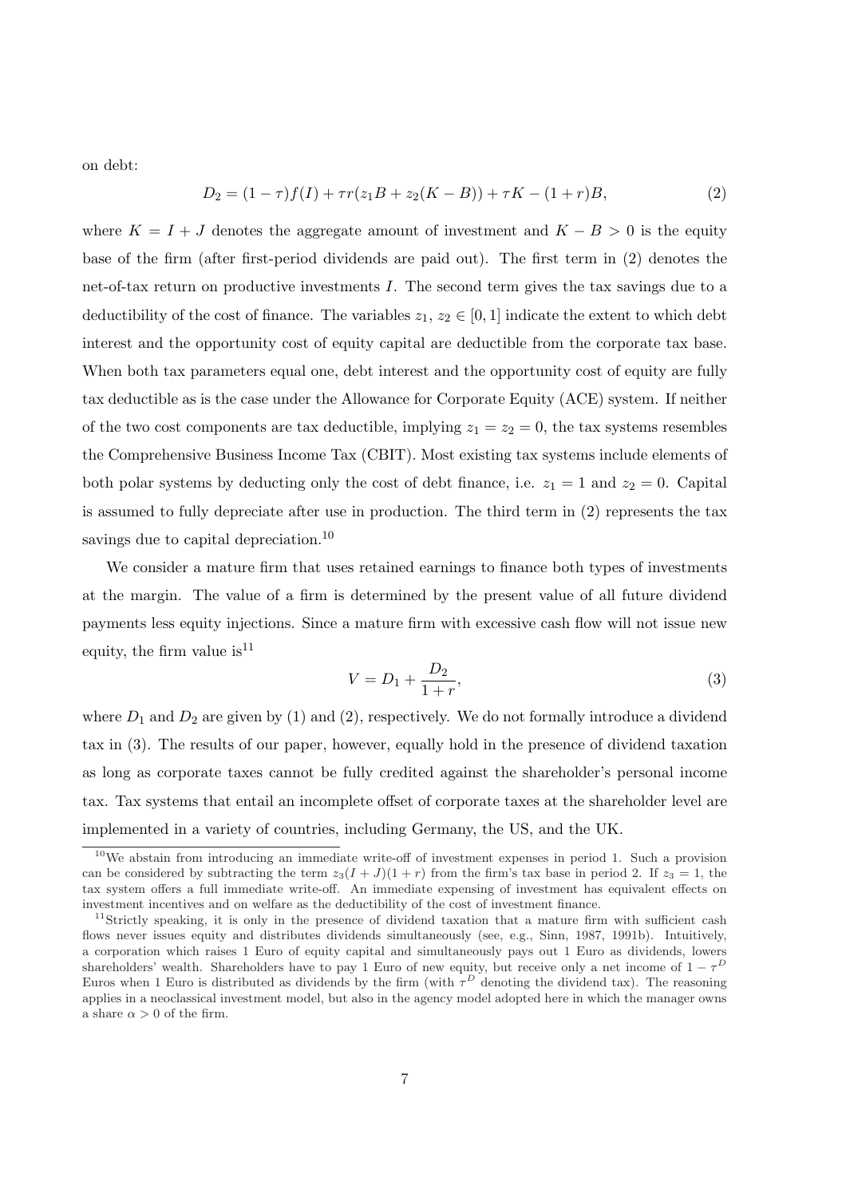on debt:

$$D_2 = (1-\tau)f(I) + \tau r(z_1 B + z_2(K - B)) + \tau K - (1+r)B, \tag{2}$$

where $K = I + J$ denotes the aggregate amount of investment and $K - B > 0$ is the equity base of the firm (after first-period dividends are paid out). The first term in (2) denotes the net-of-tax return on productive investments $I$. The second term gives the tax savings due to a deductibility of the cost of finance. The variables $z_1$, $z_2 \in [0,1]$ indicate the extent to which debt interest and the opportunity cost of equity capital are deductible from the corporate tax base. When both tax parameters equal one, debt interest and the opportunity cost of equity are fully tax deductible as is the case under the Allowance for Corporate Equity (ACE) system. If neither of the two cost components are tax deductible, implying $z_1 = z_2 = 0$, the tax systems resembles the Comprehensive Business Income Tax (CBIT). Most existing tax systems include elements of both polar systems by deducting only the cost of debt finance, i.e. $z_1 = 1$ and $z_2 = 0$. Capital is assumed to fully depreciate after use in production. The third term in (2) represents the tax savings due to capital depreciation.[10]

We consider a mature firm that uses retained earnings to finance both types of investments at the margin. The value of a firm is determined by the present value of all future dividend payments less equity injections. Since a mature firm with excessive cash flow will not issue new equity, the firm value is[11]

$$V = D_1 + \frac{D_2}{1+r}, \tag{3}$$

where $D_1$ and $D_2$ are given by (1) and (2), respectively. We do not formally introduce a dividend tax in (3). The results of our paper, however, equally hold in the presence of dividend taxation as long as corporate taxes cannot be fully credited against the shareholder's personal income tax. Tax systems that entail an incomplete offset of corporate taxes at the shareholder level are implemented in a variety of countries, including Germany, the US, and the UK.

[10] We abstain from introducing an immediate write-off of investment expenses in period 1. Such a provision can be considered by subtracting the term $z_3(I + J)(1 + r)$ from the firm's tax base in period 2. If $z_3 = 1$, the tax system offers a full immediate write-off. An immediate expensing of investment has equivalent effects on investment incentives and on welfare as the deductibility of the cost of investment finance.

[11] Strictly speaking, it is only in the presence of dividend taxation that a mature firm with sufficient cash flows never issues equity and distributes dividends simultaneously (see, e.g., Sinn, 1987, 1991b). Intuitively, a corporation which raises 1 Euro of equity capital and simultaneously pays out 1 Euro as dividends, lowers shareholders' wealth. Shareholders have to pay 1 Euro of new equity, but receive only a net income of $1 - \tau^D$ Euros when 1 Euro is distributed as dividends by the firm (with $\tau^D$ denoting the dividend tax). The reasoning applies in a neoclassical investment model, but also in the agency model adopted here in which the manager owns a share $\alpha > 0$ of the firm.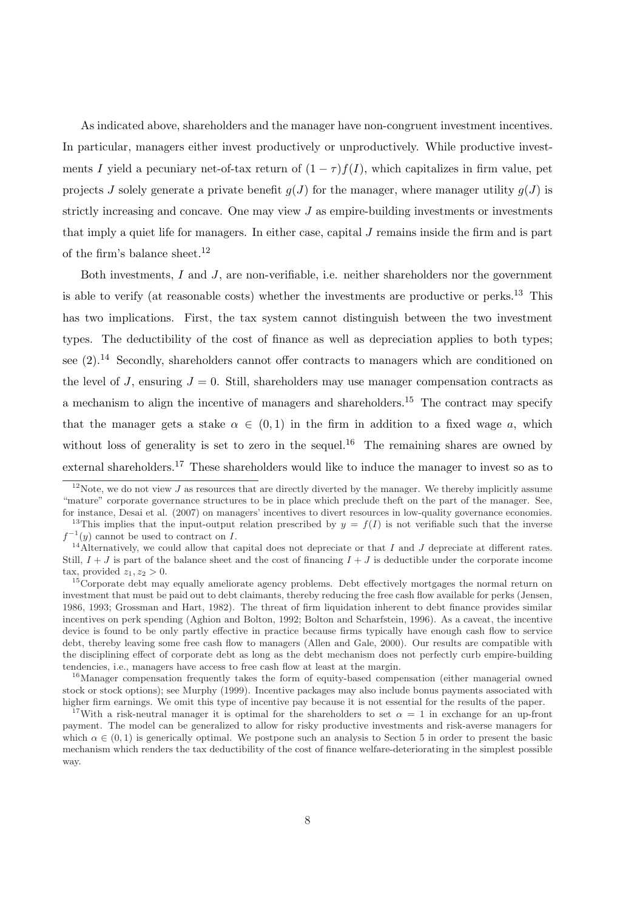As indicated above, shareholders and the manager have non-congruent investment incentives. In particular, managers either invest productively or unproductively. While productive investments $I$ yield a pecuniary net-of-tax return of $(1-\tau)f(I)$, which capitalizes in firm value, pet projects $J$ solely generate a private benefit $g(J)$ for the manager, where manager utility $g(J)$ is strictly increasing and concave. One may view $J$ as empire-building investments or investments that imply a quiet life for managers. In either case, capital $J$ remains inside the firm and is part of the firm's balance sheet.[12]

Both investments, $I$ and $J$, are non-verifiable, i.e. neither shareholders nor the government is able to verify (at reasonable costs) whether the investments are productive or perks.[13] This has two implications. First, the tax system cannot distinguish between the two investment types. The deductibility of the cost of finance as well as depreciation applies to both types; see (2).[14] Secondly, shareholders cannot offer contracts to managers which are conditioned on the level of $J$, ensuring $J = 0$. Still, shareholders may use manager compensation contracts as a mechanism to align the incentive of managers and shareholders.[15] The contract may specify that the manager gets a stake $\alpha \in (0, 1)$ in the firm in addition to a fixed wage $a$, which without loss of generality is set to zero in the sequel.[16] The remaining shares are owned by external shareholders.[17] These shareholders would like to induce the manager to invest so as to

[12] Note, we do not view $J$ as resources that are directly diverted by the manager. We thereby implicitly assume "mature" corporate governance structures to be in place which preclude theft on the part of the manager. See, for instance, Desai et al. (2007) on managers' incentives to divert resources in low-quality governance economies.

[13] This implies that the input-output relation prescribed by $y = f(I)$ is not verifiable such that the inverse $f^{-1}(y)$ cannot be used to contract on $I$.

[14] Alternatively, we could allow that capital does not depreciate or that $I$ and $J$ depreciate at different rates. Still, $I + J$ is part of the balance sheet and the cost of financing $I + J$ is deductible under the corporate income tax, provided $z_1, z_2 > 0$.

[15] Corporate debt may equally ameliorate agency problems. Debt effectively mortgages the normal return on investment that must be paid out to debt claimants, thereby reducing the free cash flow available for perks (Jensen, 1986, 1993; Grossman and Hart, 1982). The threat of firm liquidation inherent to debt finance provides similar incentives on perk spending (Aghion and Bolton, 1992; Bolton and Scharfstein, 1996). As a caveat, the incentive device is found to be only partly effective in practice because firms typically have enough cash flow to service debt, thereby leaving some free cash flow to managers (Allen and Gale, 2000). Our results are compatible with the disciplining effect of corporate debt as long as the debt mechanism does not perfectly curb empire-building tendencies, i.e., managers have access to free cash flow at least at the margin.

[16] Manager compensation frequently takes the form of equity-based compensation (either managerial owned stock or stock options); see Murphy (1999). Incentive packages may also include bonus payments associated with higher firm earnings. We omit this type of incentive pay because it is not essential for the results of the paper.

[17] With a risk-neutral manager it is optimal for the shareholders to set $\alpha = 1$ in exchange for an up-front payment. The model can be generalized to allow for risky productive investments and risk-averse managers for which $\alpha \in (0, 1)$ is generically optimal. We postpone such an analysis to Section 5 in order to present the basic mechanism which renders the tax deductibility of the cost of finance welfare-deteriorating in the simplest possible way.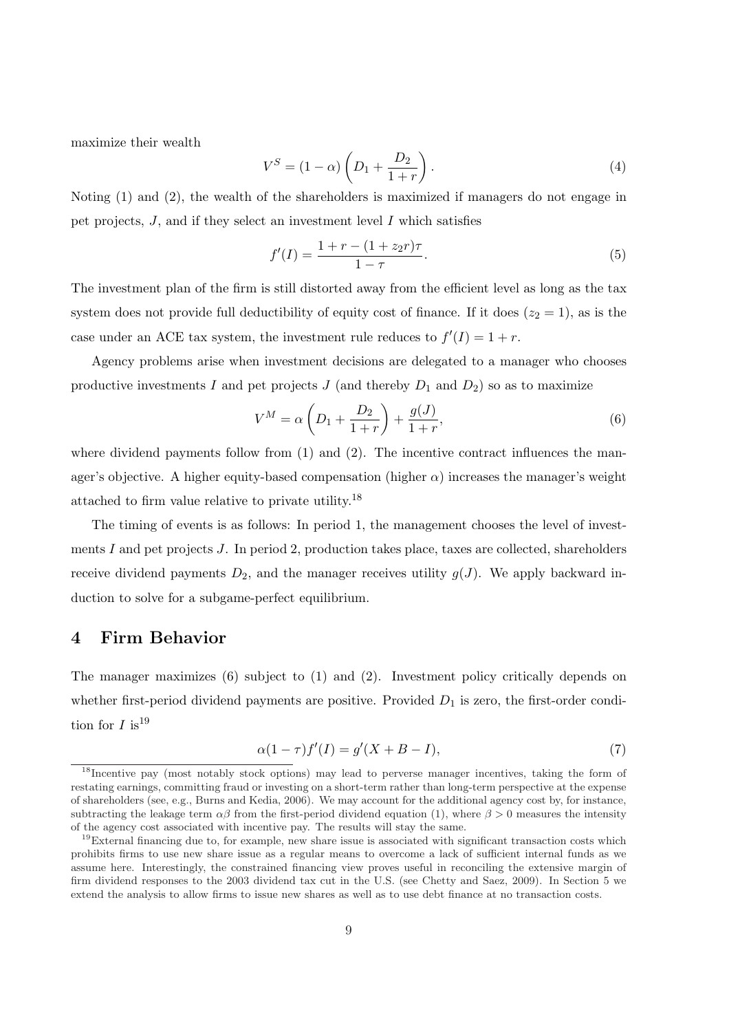maximize their wealth

$$V^S = (1 - \alpha) \left( D_1 + \frac{D_2}{1 + r} \right). \tag{4}$$

Noting (1) and (2), the wealth of the shareholders is maximized if managers do not engage in pet projects, $J$, and if they select an investment level $I$ which satisfies

$$f'(I) = \frac{1 + r - (1 + z_2 r)\tau}{1 - \tau}. \tag{5}$$

The investment plan of the firm is still distorted away from the efficient level as long as the tax system does not provide full deductibility of equity cost of finance. If it does ($z_2 = 1$), as is the case under an ACE tax system, the investment rule reduces to $f'(I) = 1 + r$.

Agency problems arise when investment decisions are delegated to a manager who chooses productive investments $I$ and pet projects $J$ (and thereby $D_1$ and $D_2$) so as to maximize

$$V^M = \alpha \left( D_1 + \frac{D_2}{1 + r} \right) + \frac{g(J)}{1 + r}, \tag{6}$$

where dividend payments follow from (1) and (2). The incentive contract influences the manager's objective. A higher equity-based compensation (higher $\alpha$) increases the manager's weight attached to firm value relative to private utility.[18]

The timing of events is as follows: In period 1, the management chooses the level of investments $I$ and pet projects $J$. In period 2, production takes place, taxes are collected, shareholders receive dividend payments $D_2$, and the manager receives utility $g(J)$. We apply backward induction to solve for a subgame-perfect equilibrium.

# 4 Firm Behavior

The manager maximizes (6) subject to (1) and (2). Investment policy critically depends on whether first-period dividend payments are positive. Provided $D_1$ is zero, the first-order condition for $I$ is[19]

$$\alpha(1 - \tau) f'(I) = g'(X + B - I), \tag{7}$$

[18] Incentive pay (most notably stock options) may lead to perverse manager incentives, taking the form of restating earnings, committing fraud or investing on a short-term rather than long-term perspective at the expense of shareholders (see, e.g., Burns and Kedia, 2006). We may account for the additional agency cost by, for instance, subtracting the leakage term $\alpha\beta$ from the first-period dividend equation (1), where $\beta > 0$ measures the intensity of the agency cost associated with incentive pay. The results will stay the same.

[19] External financing due to, for example, new share issue is associated with significant transaction costs which prohibits firms to use new share issue as a regular means to overcome a lack of sufficient internal funds as we assume here. Interestingly, the constrained financing view proves useful in reconciling the extensive margin of firm dividend responses to the 2003 dividend tax cut in the U.S. (see Chetty and Saez, 2009). In Section 5 we extend the analysis to allow firms to issue new shares as well as to use debt finance at no transaction costs.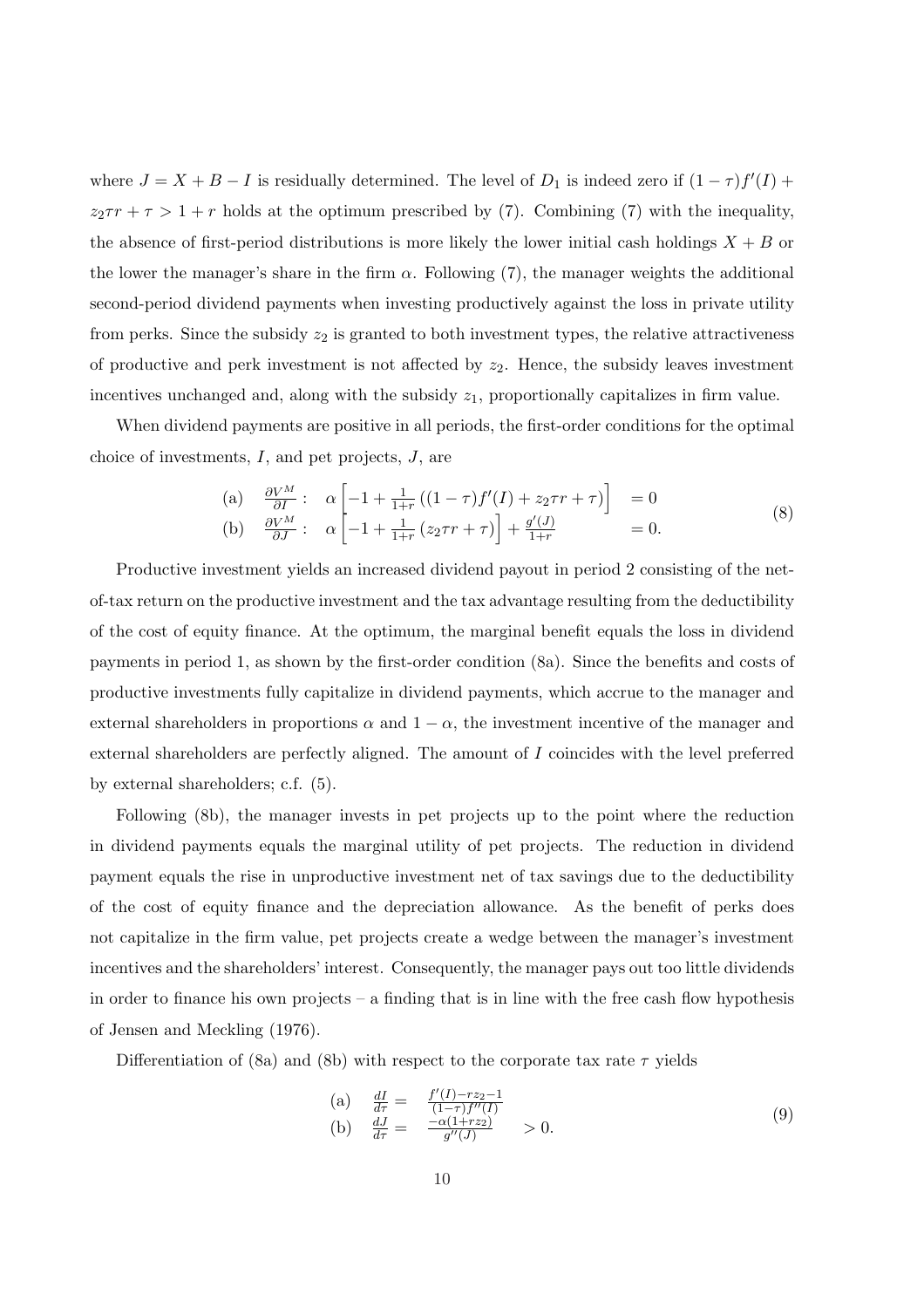where $J = X + B - I$ is residually determined. The level of $D_1$ is indeed zero if $(1-\tau)f'(I) + z_2\tau r + \tau > 1 + r$ holds at the optimum prescribed by (7). Combining (7) with the inequality, the absence of first-period distributions is more likely the lower initial cash holdings $X + B$ or the lower the manager's share in the firm $\alpha$. Following (7), the manager weights the additional second-period dividend payments when investing productively against the loss in private utility from perks. Since the subsidy $z_2$ is granted to both investment types, the relative attractiveness of productive and perk investment is not affected by $z_2$. Hence, the subsidy leaves investment incentives unchanged and, along with the subsidy $z_1$, proportionally capitalizes in firm value.

When dividend payments are positive in all periods, the first-order conditions for the optimal choice of investments, $I$, and pet projects, $J$, are

$$
\begin{aligned}
&\text{(a)} \quad \frac{\partial V^M}{\partial I}: \quad \alpha\left[-1 + \frac{1}{1+r}\left((1-\tau)f'(I) + z_2\tau r + \tau\right)\right] &&= 0 \\
&\text{(b)} \quad \frac{\partial V^M}{\partial J}: \quad \alpha\left[-1 + \frac{1}{1+r}\left(z_2\tau r + \tau\right)\right] + \frac{g'(J)}{1+r} &&= 0.
\end{aligned} \tag{8}
$$

Productive investment yields an increased dividend payout in period 2 consisting of the net-of-tax return on the productive investment and the tax advantage resulting from the deductibility of the cost of equity finance. At the optimum, the marginal benefit equals the loss in dividend payments in period 1, as shown by the first-order condition (8a). Since the benefits and costs of productive investments fully capitalize in dividend payments, which accrue to the manager and external shareholders in proportions $\alpha$ and $1-\alpha$, the investment incentive of the manager and external shareholders are perfectly aligned. The amount of $I$ coincides with the level preferred by external shareholders; c.f. (5).

Following (8b), the manager invests in pet projects up to the point where the reduction in dividend payments equals the marginal utility of pet projects. The reduction in dividend payment equals the rise in unproductive investment net of tax savings due to the deductibility of the cost of equity finance and the depreciation allowance. As the benefit of perks does not capitalize in the firm value, pet projects create a wedge between the manager's investment incentives and the shareholders' interest. Consequently, the manager pays out too little dividends in order to finance his own projects – a finding that is in line with the free cash flow hypothesis of Jensen and Meckling (1976).

Differentiation of (8a) and (8b) with respect to the corporate tax rate $\tau$ yields

$$
\begin{aligned}
&\text{(a)} \quad \frac{dI}{d\tau} = \quad \frac{f'(I) - rz_2 - 1}{(1-\tau)f''(I)} \\
&\text{(b)} \quad \frac{dJ}{d\tau} = \quad \frac{-\alpha(1+rz_2)}{g''(J)} \quad > 0.
\end{aligned} \tag{9}
$$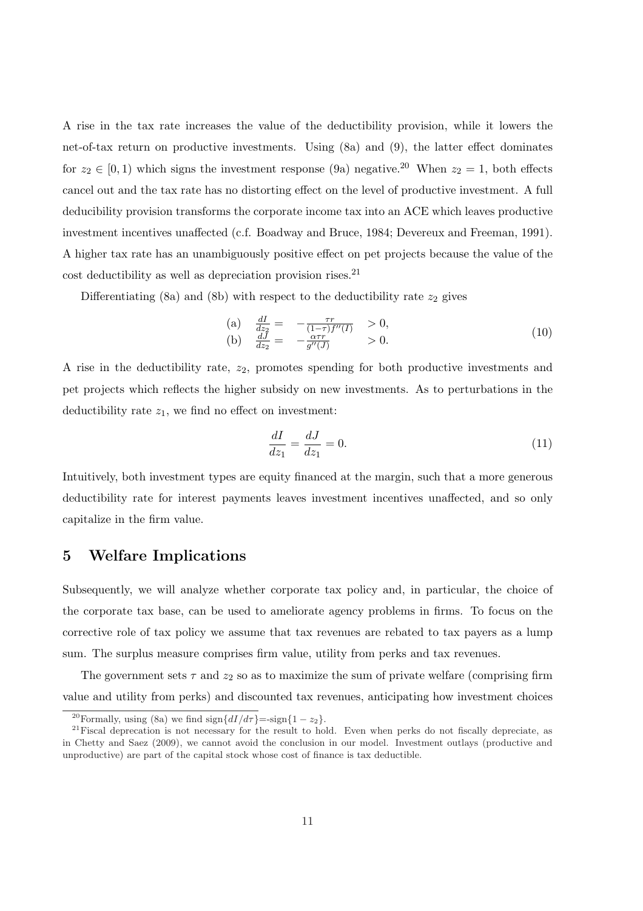A rise in the tax rate increases the value of the deductibility provision, while it lowers the net-of-tax return on productive investments. Using (8a) and (9), the latter effect dominates for $z_2 \in [0, 1)$ which signs the investment response (9a) negative.[20] When $z_2 = 1$, both effects cancel out and the tax rate has no distorting effect on the level of productive investment. A full deducibility provision transforms the corporate income tax into an ACE which leaves productive investment incentives unaffected (c.f. Boadway and Bruce, 1984; Devereux and Freeman, 1991). A higher tax rate has an unambiguously positive effect on pet projects because the value of the cost deductibility as well as depreciation provision rises.[21]

Differentiating (8a) and (8b) with respect to the deductibility rate $z_2$ gives

$$
\begin{array}{llll}
\text{(a)} & \frac{dI}{dz_2} = & -\frac{\tau r}{(1-\tau) f''(I)} & > 0, \\
\text{(b)} & \frac{dJ}{dz_2} = & -\frac{\alpha \tau r}{g''(J)} & > 0.
\end{array}
\tag{10}
$$

A rise in the deductibility rate, $z_2$, promotes spending for both productive investments and pet projects which reflects the higher subsidy on new investments. As to perturbations in the deductibility rate $z_1$, we find no effect on investment:

$$
\frac{dI}{dz_1} = \frac{dJ}{dz_1} = 0. \tag{11}
$$

Intuitively, both investment types are equity financed at the margin, such that a more generous deductibility rate for interest payments leaves investment incentives unaffected, and so only capitalize in the firm value.

## 5 Welfare Implications

Subsequently, we will analyze whether corporate tax policy and, in particular, the choice of the corporate tax base, can be used to ameliorate agency problems in firms. To focus on the corrective role of tax policy we assume that tax revenues are rebated to tax payers as a lump sum. The surplus measure comprises firm value, utility from perks and tax revenues.

The government sets $\tau$ and $z_2$ so as to maximize the sum of private welfare (comprising firm value and utility from perks) and discounted tax revenues, anticipating how investment choices

[20] Formally, using (8a) we find sign$\{dI/d\tau\}$=-sign$\{1 - z_2\}$.

[21] Fiscal deprecation is not necessary for the result to hold. Even when perks do not fiscally depreciate, as in Chetty and Saez (2009), we cannot avoid the conclusion in our model. Investment outlays (productive and unproductive) are part of the capital stock whose cost of finance is tax deductible.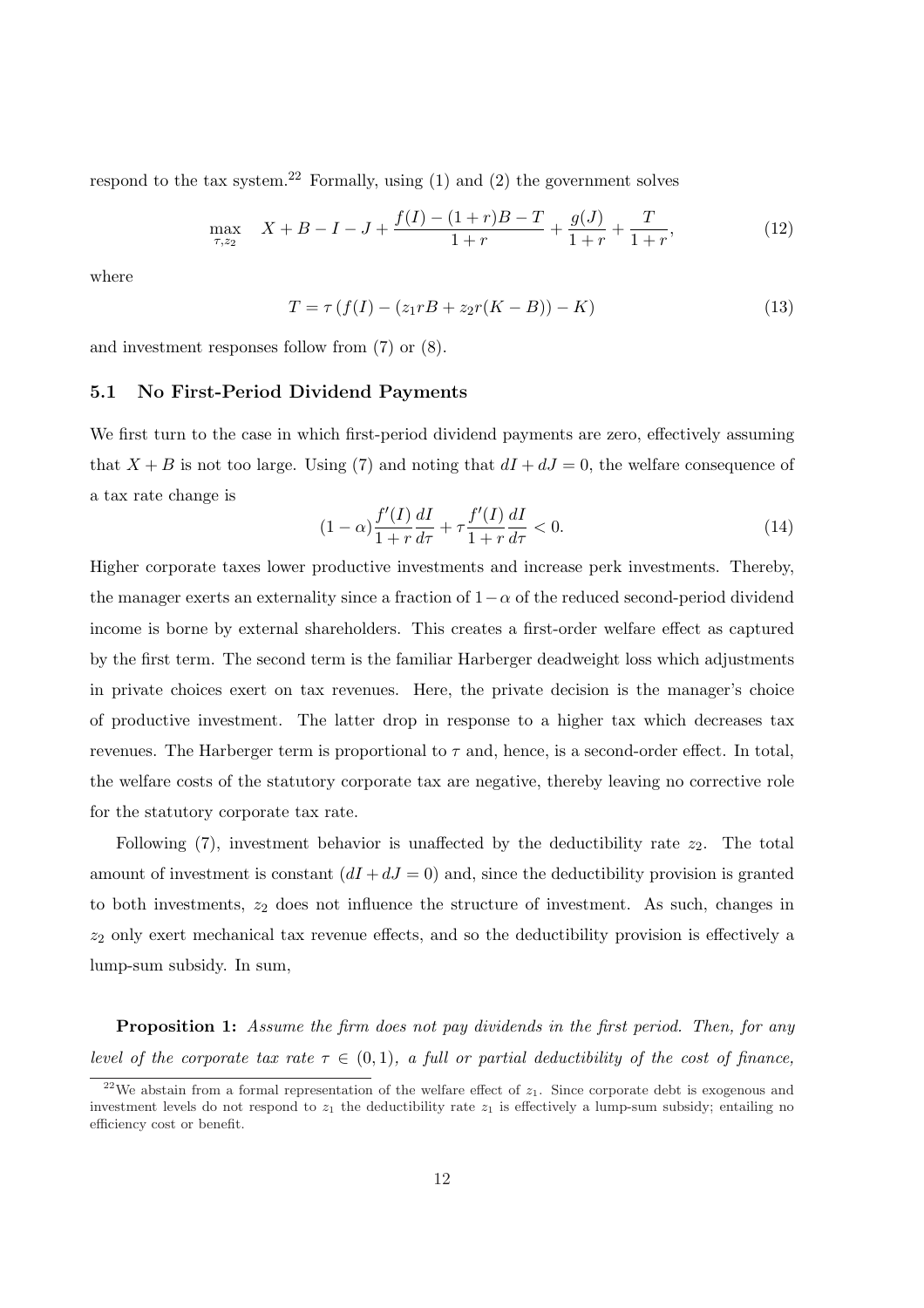respond to the tax system.[22] Formally, using (1) and (2) the government solves

$$\max_{\tau, z_2} \quad X + B - I - J + \frac{f(I) - (1+r)B - T}{1+r} + \frac{g(J)}{1+r} + \frac{T}{1+r}, \tag{12}$$

where

$$T = \tau \left( f(I) - (z_1 rB + z_2 r(K - B)) - K \right) \tag{13}$$

and investment responses follow from (7) or (8).

### 5.1 No First-Period Dividend Payments

We first turn to the case in which first-period dividend payments are zero, effectively assuming that $X + B$ is not too large. Using (7) and noting that $dI + dJ = 0$, the welfare consequence of a tax rate change is

$$(1-\alpha)\frac{f'(I)}{1+r}\frac{dI}{d\tau} + \tau \frac{f'(I)}{1+r}\frac{dI}{d\tau} < 0. \tag{14}$$

Higher corporate taxes lower productive investments and increase perk investments. Thereby, the manager exerts an externality since a fraction of $1-\alpha$ of the reduced second-period dividend income is borne by external shareholders. This creates a first-order welfare effect as captured by the first term. The second term is the familiar Harberger deadweight loss which adjustments in private choices exert on tax revenues. Here, the private decision is the manager's choice of productive investment. The latter drop in response to a higher tax which decreases tax revenues. The Harberger term is proportional to $\tau$ and, hence, is a second-order effect. In total, the welfare costs of the statutory corporate tax are negative, thereby leaving no corrective role for the statutory corporate tax rate.

Following (7), investment behavior is unaffected by the deductibility rate $z_2$. The total amount of investment is constant ($dI + dJ = 0$) and, since the deductibility provision is granted to both investments, $z_2$ does not influence the structure of investment. As such, changes in $z_2$ only exert mechanical tax revenue effects, and so the deductibility provision is effectively a lump-sum subsidy. In sum,

**Proposition 1:** *Assume the firm does not pay dividends in the first period. Then, for any level of the corporate tax rate $\tau \in (0, 1)$, a full or partial deductibility of the cost of finance,*

[22] We abstain from a formal representation of the welfare effect of $z_1$. Since corporate debt is exogenous and investment levels do not respond to $z_1$ the deductibility rate $z_1$ is effectively a lump-sum subsidy; entailing no efficiency cost or benefit.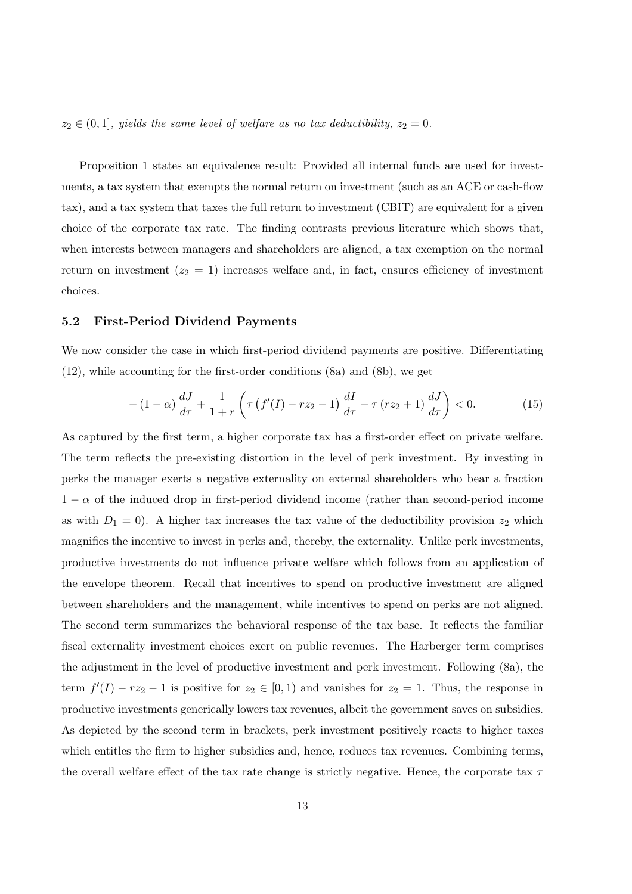$z_2 \in (0, 1]$, *yields the same level of welfare as no tax deductibility,* $z_2 = 0$.

Proposition 1 states an equivalence result: Provided all internal funds are used for investments, a tax system that exempts the normal return on investment (such as an ACE or cash-flow tax), and a tax system that taxes the full return to investment (CBIT) are equivalent for a given choice of the corporate tax rate. The finding contrasts previous literature which shows that, when interests between managers and shareholders are aligned, a tax exemption on the normal return on investment ($z_2 = 1$) increases welfare and, in fact, ensures efficiency of investment choices.

### 5.2 First-Period Dividend Payments

We now consider the case in which first-period dividend payments are positive. Differentiating (12), while accounting for the first-order conditions (8a) and (8b), we get

$$-(1-\alpha)\frac{dJ}{d\tau} + \frac{1}{1+r}\left(\tau\left(f'(I) - rz_2 - 1\right)\frac{dI}{d\tau} - \tau\left(rz_2 + 1\right)\frac{dJ}{d\tau}\right) < 0. \tag{15}$$

As captured by the first term, a higher corporate tax has a first-order effect on private welfare. The term reflects the pre-existing distortion in the level of perk investment. By investing in perks the manager exerts a negative externality on external shareholders who bear a fraction $1 - \alpha$ of the induced drop in first-period dividend income (rather than second-period income as with $D_1 = 0$). A higher tax increases the tax value of the deductibility provision $z_2$ which magnifies the incentive to invest in perks and, thereby, the externality. Unlike perk investments, productive investments do not influence private welfare which follows from an application of the envelope theorem. Recall that incentives to spend on productive investment are aligned between shareholders and the management, while incentives to spend on perks are not aligned. The second term summarizes the behavioral response of the tax base. It reflects the familiar fiscal externality investment choices exert on public revenues. The Harberger term comprises the adjustment in the level of productive investment and perk investment. Following (8a), the term $f'(I) - rz_2 - 1$ is positive for $z_2 \in [0, 1)$ and vanishes for $z_2 = 1$. Thus, the response in productive investments generically lowers tax revenues, albeit the government saves on subsidies. As depicted by the second term in brackets, perk investment positively reacts to higher taxes which entitles the firm to higher subsidies and, hence, reduces tax revenues. Combining terms, the overall welfare effect of the tax rate change is strictly negative. Hence, the corporate tax $\tau$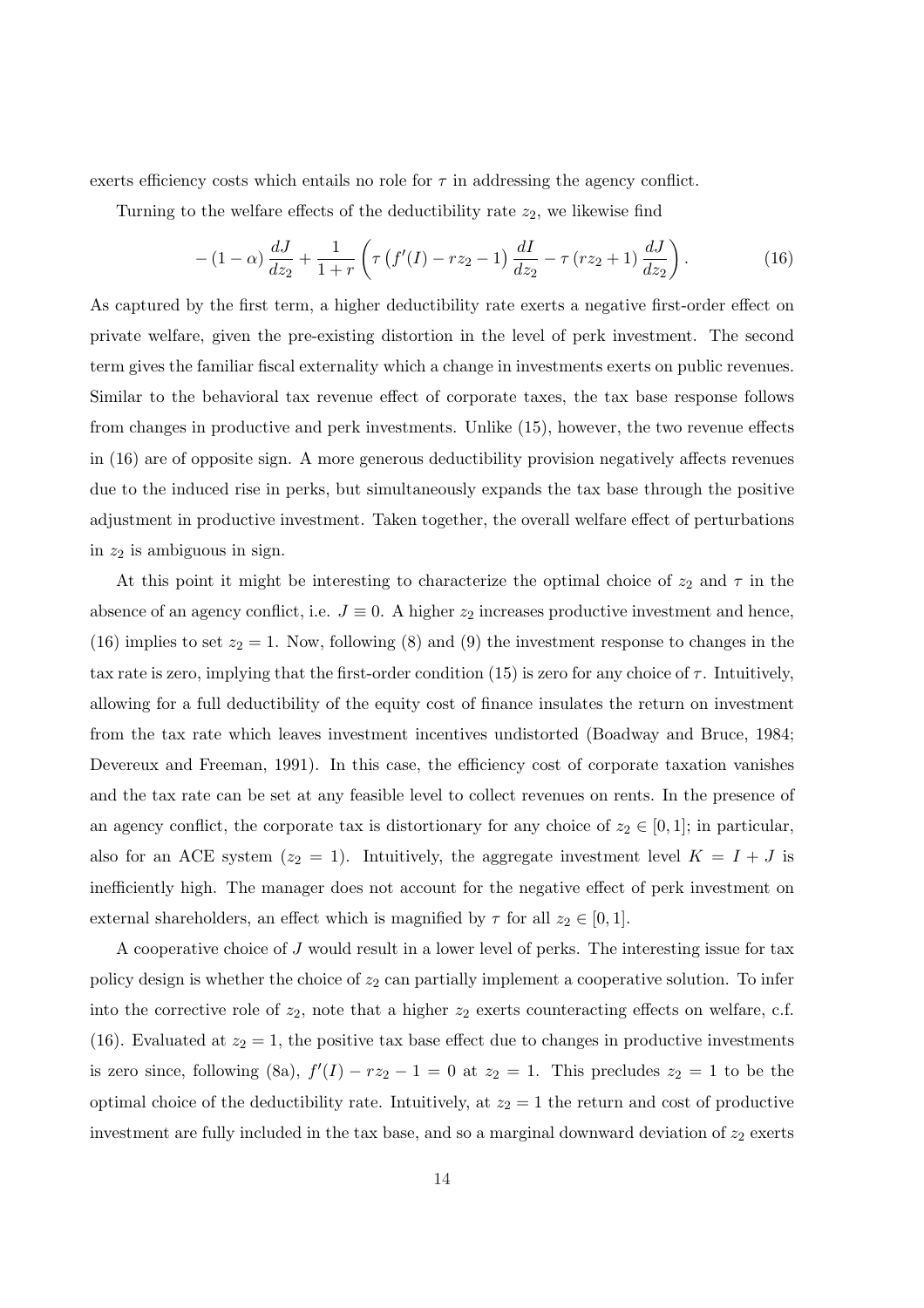exerts efficiency costs which entails no role for $\tau$ in addressing the agency conflict.

Turning to the welfare effects of the deductibility rate $z_2$, we likewise find

$$
-(1-\alpha)\frac{dJ}{dz_2}+\frac{1}{1+r}\left(\tau\left(f'(I)-rz_2-1\right)\frac{dI}{dz_2}-\tau\left(rz_2+1\right)\frac{dJ}{dz_2}\right). \tag{16}
$$

As captured by the first term, a higher deductibility rate exerts a negative first-order effect on private welfare, given the pre-existing distortion in the level of perk investment. The second term gives the familiar fiscal externality which a change in investments exerts on public revenues. Similar to the behavioral tax revenue effect of corporate taxes, the tax base response follows from changes in productive and perk investments. Unlike (15), however, the two revenue effects in (16) are of opposite sign. A more generous deductibility provision negatively affects revenues due to the induced rise in perks, but simultaneously expands the tax base through the positive adjustment in productive investment. Taken together, the overall welfare effect of perturbations in $z_2$ is ambiguous in sign.

At this point it might be interesting to characterize the optimal choice of $z_2$ and $\tau$ in the absence of an agency conflict, i.e. $J \equiv 0$. A higher $z_2$ increases productive investment and hence, (16) implies to set $z_2 = 1$. Now, following (8) and (9) the investment response to changes in the tax rate is zero, implying that the first-order condition (15) is zero for any choice of $\tau$. Intuitively, allowing for a full deductibility of the equity cost of finance insulates the return on investment from the tax rate which leaves investment incentives undistorted (Boadway and Bruce, 1984; Devereux and Freeman, 1991). In this case, the efficiency cost of corporate taxation vanishes and the tax rate can be set at any feasible level to collect revenues on rents. In the presence of an agency conflict, the corporate tax is distortionary for any choice of $z_2 \in [0,1]$; in particular, also for an ACE system ($z_2 = 1$). Intuitively, the aggregate investment level $K = I + J$ is inefficiently high. The manager does not account for the negative effect of perk investment on external shareholders, an effect which is magnified by $\tau$ for all $z_2 \in [0,1]$.

A cooperative choice of $J$ would result in a lower level of perks. The interesting issue for tax policy design is whether the choice of $z_2$ can partially implement a cooperative solution. To infer into the corrective role of $z_2$, note that a higher $z_2$ exerts counteracting effects on welfare, c.f. (16). Evaluated at $z_2 = 1$, the positive tax base effect due to changes in productive investments is zero since, following (8a), $f'(I) - rz_2 - 1 = 0$ at $z_2 = 1$. This precludes $z_2 = 1$ to be the optimal choice of the deductibility rate. Intuitively, at $z_2 = 1$ the return and cost of productive investment are fully included in the tax base, and so a marginal downward deviation of $z_2$ exerts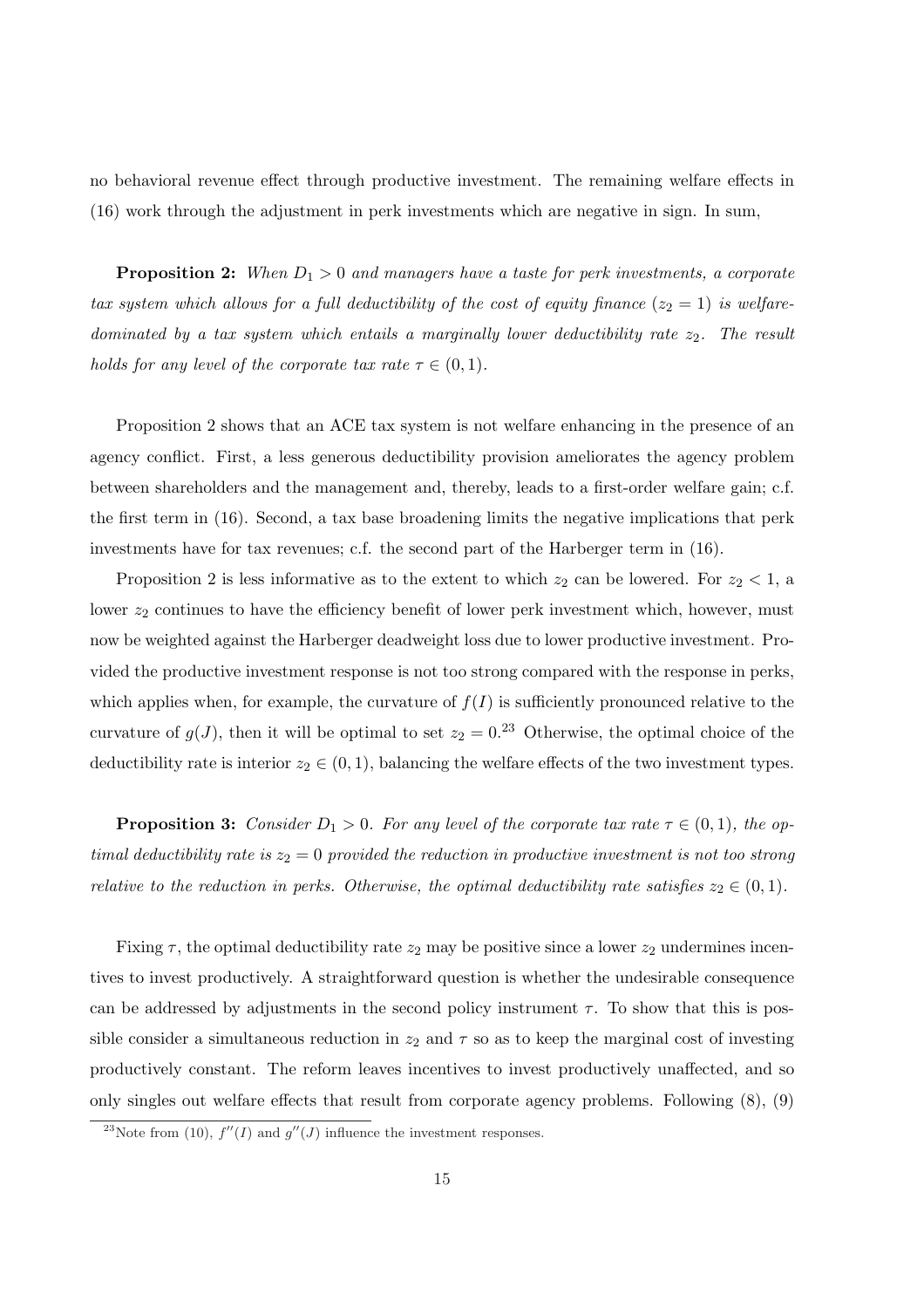no behavioral revenue effect through productive investment. The remaining welfare effects in (16) work through the adjustment in perk investments which are negative in sign. In sum,

**Proposition 2:** *When $D_1 > 0$ and managers have a taste for perk investments, a corporate tax system which allows for a full deductibility of the cost of equity finance ($z_2 = 1$) is welfare-dominated by a tax system which entails a marginally lower deductibility rate $z_2$. The result holds for any level of the corporate tax rate $\tau \in (0, 1)$.*

Proposition 2 shows that an ACE tax system is not welfare enhancing in the presence of an agency conflict. First, a less generous deductibility provision ameliorates the agency problem between shareholders and the management and, thereby, leads to a first-order welfare gain; c.f. the first term in (16). Second, a tax base broadening limits the negative implications that perk investments have for tax revenues; c.f. the second part of the Harberger term in (16).

Proposition 2 is less informative as to the extent to which $z_2$ can be lowered. For $z_2 < 1$, a lower $z_2$ continues to have the efficiency benefit of lower perk investment which, however, must now be weighted against the Harberger deadweight loss due to lower productive investment. Provided the productive investment response is not too strong compared with the response in perks, which applies when, for example, the curvature of $f(I)$ is sufficiently pronounced relative to the curvature of $g(J)$, then it will be optimal to set $z_2 = 0$.[23] Otherwise, the optimal choice of the deductibility rate is interior $z_2 \in (0, 1)$, balancing the welfare effects of the two investment types.

**Proposition 3:** *Consider $D_1 > 0$. For any level of the corporate tax rate $\tau \in (0, 1)$, the optimal deductibility rate is $z_2 = 0$ provided the reduction in productive investment is not too strong relative to the reduction in perks. Otherwise, the optimal deductibility rate satisfies $z_2 \in (0, 1)$.*

Fixing $\tau$, the optimal deductibility rate $z_2$ may be positive since a lower $z_2$ undermines incentives to invest productively. A straightforward question is whether the undesirable consequence can be addressed by adjustments in the second policy instrument $\tau$. To show that this is possible consider a simultaneous reduction in $z_2$ and $\tau$ so as to keep the marginal cost of investing productively constant. The reform leaves incentives to invest productively unaffected, and so only singles out welfare effects that result from corporate agency problems. Following (8), (9)

[23] Note from (10), $f''(I)$ and $g''(J)$ influence the investment responses.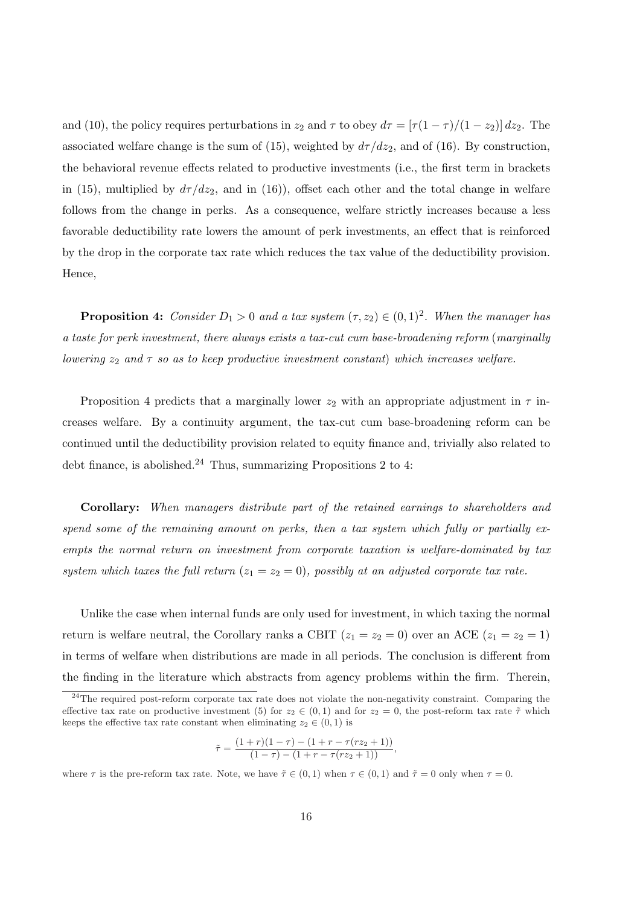and (10), the policy requires perturbations in $z_2$ and $\tau$ to obey $d\tau = [\tau(1-\tau)/(1-z_2)]\, dz_2$. The associated welfare change is the sum of (15), weighted by $d\tau/dz_2$, and of (16). By construction, the behavioral revenue effects related to productive investments (i.e., the first term in brackets in (15), multiplied by $d\tau/dz_2$, and in (16)), offset each other and the total change in welfare follows from the change in perks. As a consequence, welfare strictly increases because a less favorable deductibility rate lowers the amount of perk investments, an effect that is reinforced by the drop in the corporate tax rate which reduces the tax value of the deductibility provision. Hence,

**Proposition 4:** *Consider $D_1 > 0$ and a tax system $(\tau, z_2) \in (0,1)^2$. When the manager has a taste for perk investment, there always exists a tax-cut cum base-broadening reform (marginally lowering $z_2$ and $\tau$ so as to keep productive investment constant) which increases welfare.*

Proposition 4 predicts that a marginally lower $z_2$ with an appropriate adjustment in $\tau$ increases welfare. By a continuity argument, the tax-cut cum base-broadening reform can be continued until the deductibility provision related to equity finance and, trivially also related to debt finance, is abolished.[24] Thus, summarizing Propositions 2 to 4:

**Corollary:** *When managers distribute part of the retained earnings to shareholders and spend some of the remaining amount on perks, then a tax system which fully or partially exempts the normal return on investment from corporate taxation is welfare-dominated by tax system which taxes the full return ($z_1 = z_2 = 0$), possibly at an adjusted corporate tax rate.*

Unlike the case when internal funds are only used for investment, in which taxing the normal return is welfare neutral, the Corollary ranks a CBIT ($z_1 = z_2 = 0$) over an ACE ($z_1 = z_2 = 1$) in terms of welfare when distributions are made in all periods. The conclusion is different from the finding in the literature which abstracts from agency problems within the firm. Therein,

[24] The required post-reform corporate tax rate does not violate the non-negativity constraint. Comparing the effective tax rate on productive investment (5) for $z_2 \in (0,1)$ and for $z_2 = 0$, the post-reform tax rate $\tilde{\tau}$ which keeps the effective tax rate constant when eliminating $z_2 \in (0,1)$ is

$$\tilde{\tau} = \frac{(1+r)(1-\tau) - (1+r-\tau(rz_2+1))}{(1-\tau) - (1+r-\tau(rz_2+1))},$$

where $\tau$ is the pre-reform tax rate. Note, we have $\tilde{\tau} \in (0,1)$ when $\tau \in (0,1)$ and $\tilde{\tau} = 0$ only when $\tau = 0$.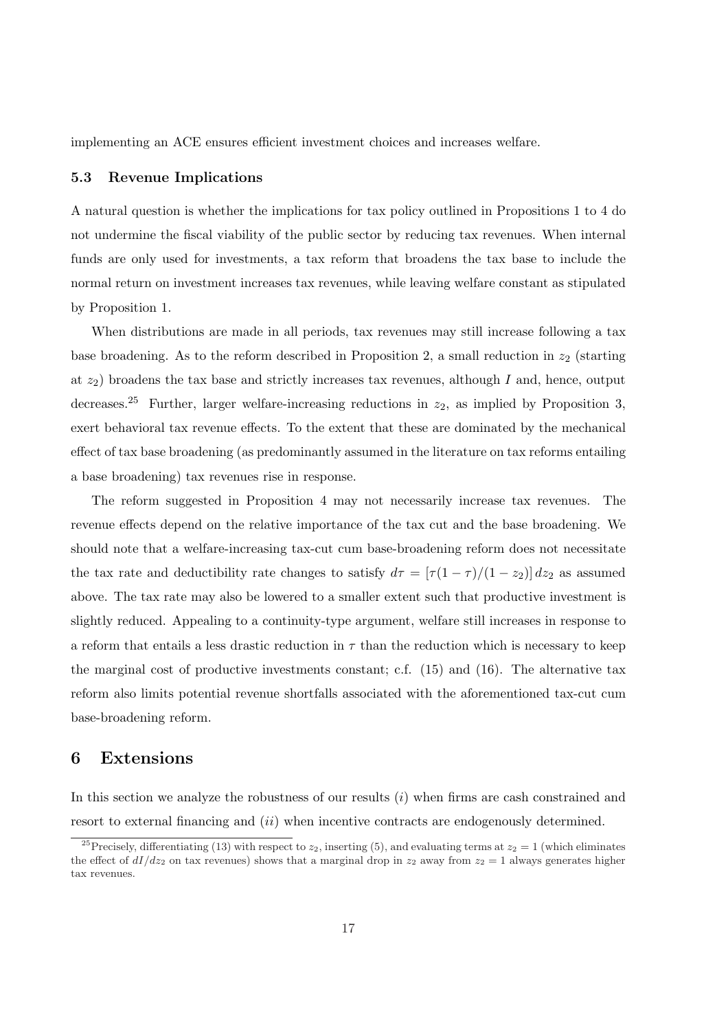implementing an ACE ensures efficient investment choices and increases welfare.

### 5.3 Revenue Implications

A natural question is whether the implications for tax policy outlined in Propositions 1 to 4 do not undermine the fiscal viability of the public sector by reducing tax revenues. When internal funds are only used for investments, a tax reform that broadens the tax base to include the normal return on investment increases tax revenues, while leaving welfare constant as stipulated by Proposition 1.

When distributions are made in all periods, tax revenues may still increase following a tax base broadening. As to the reform described in Proposition 2, a small reduction in $z_2$ (starting at $z_2$) broadens the tax base and strictly increases tax revenues, although $I$ and, hence, output decreases.[25] Further, larger welfare-increasing reductions in $z_2$, as implied by Proposition 3, exert behavioral tax revenue effects. To the extent that these are dominated by the mechanical effect of tax base broadening (as predominantly assumed in the literature on tax reforms entailing a base broadening) tax revenues rise in response.

The reform suggested in Proposition 4 may not necessarily increase tax revenues. The revenue effects depend on the relative importance of the tax cut and the base broadening. We should note that a welfare-increasing tax-cut cum base-broadening reform does not necessitate the tax rate and deductibility rate changes to satisfy $d\tau = [\tau(1-\tau)/(1-z_2)]\,dz_2$ as assumed above. The tax rate may also be lowered to a smaller extent such that productive investment is slightly reduced. Appealing to a continuity-type argument, welfare still increases in response to a reform that entails a less drastic reduction in $\tau$ than the reduction which is necessary to keep the marginal cost of productive investments constant; c.f. (15) and (16). The alternative tax reform also limits potential revenue shortfalls associated with the aforementioned tax-cut cum base-broadening reform.

## 6 Extensions

In this section we analyze the robustness of our results (*i*) when firms are cash constrained and resort to external financing and (*ii*) when incentive contracts are endogenously determined.

[25] Precisely, differentiating (13) with respect to $z_2$, inserting (5), and evaluating terms at $z_2 = 1$ (which eliminates the effect of $dI/dz_2$ on tax revenues) shows that a marginal drop in $z_2$ away from $z_2 = 1$ always generates higher tax revenues.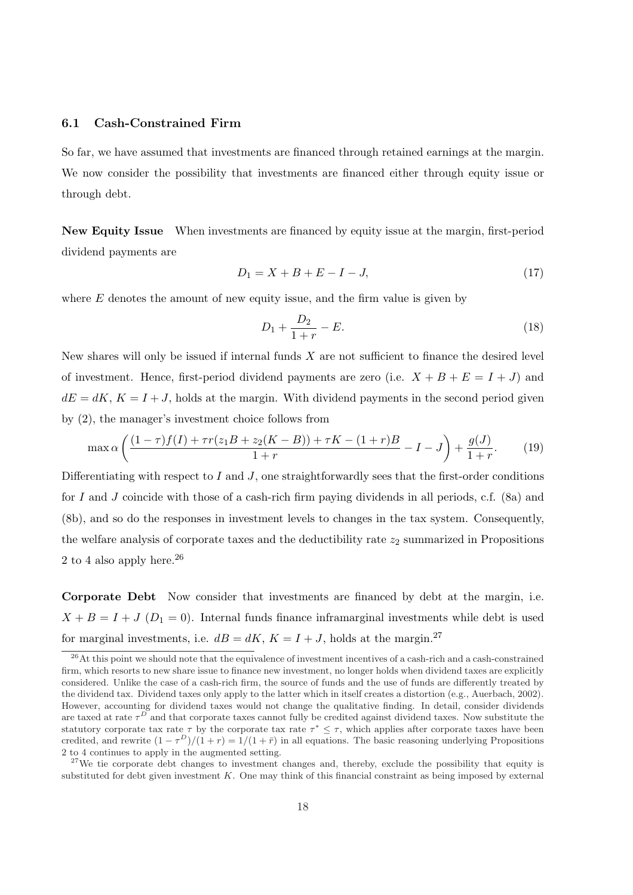### 6.1 Cash-Constrained Firm

So far, we have assumed that investments are financed through retained earnings at the margin. We now consider the possibility that investments are financed either through equity issue or through debt.

**New Equity Issue** When investments are financed by equity issue at the margin, first-period dividend payments are

$$D_1 = X + B + E - I - J, \tag{17}$$

where $E$ denotes the amount of new equity issue, and the firm value is given by

$$D_1 + \frac{D_2}{1+r} - E. \tag{18}$$

New shares will only be issued if internal funds $X$ are not sufficient to finance the desired level of investment. Hence, first-period dividend payments are zero (i.e. $X + B + E = I + J$) and $dE = dK$, $K = I + J$, holds at the margin. With dividend payments in the second period given by (2), the manager's investment choice follows from

$$\max \alpha \left( \frac{(1-\tau)f(I) + \tau r(z_1 B + z_2(K - B)) + \tau K - (1+r)B}{1+r} - I - J \right) + \frac{g(J)}{1+r}. \tag{19}$$

Differentiating with respect to $I$ and $J$, one straightforwardly sees that the first-order conditions for $I$ and $J$ coincide with those of a cash-rich firm paying dividends in all periods, c.f. (8a) and (8b), and so do the responses in investment levels to changes in the tax system. Consequently, the welfare analysis of corporate taxes and the deductibility rate $z_2$ summarized in Propositions 2 to 4 also apply here.[26]

**Corporate Debt** Now consider that investments are financed by debt at the margin, i.e. $X + B = I + J$ ($D_1 = 0$). Internal funds finance inframarginal investments while debt is used for marginal investments, i.e. $dB = dK$, $K = I + J$, holds at the margin.[27]

[26] At this point we should note that the equivalence of investment incentives of a cash-rich and a cash-constrained firm, which resorts to new share issue to finance new investment, no longer holds when dividend taxes are explicitly considered. Unlike the case of a cash-rich firm, the source of funds and the use of funds are differently treated by the dividend tax. Dividend taxes only apply to the latter which in itself creates a distortion (e.g., Auerbach, 2002). However, accounting for dividend taxes would not change the qualitative finding. In detail, consider dividends are taxed at rate $\tau^D$ and that corporate taxes cannot fully be credited against dividend taxes. Now substitute the statutory corporate tax rate $\tau$ by the corporate tax rate $\tau^* \leq \tau$, which applies after corporate taxes have been credited, and rewrite $(1 - \tau^D)/(1 + r) = 1/(1 + \bar{r})$ in all equations. The basic reasoning underlying Propositions 2 to 4 continues to apply in the augmented setting.

[27] We tie corporate debt changes to investment changes and, thereby, exclude the possibility that equity is substituted for debt given investment $K$. One may think of this financial constraint as being imposed by external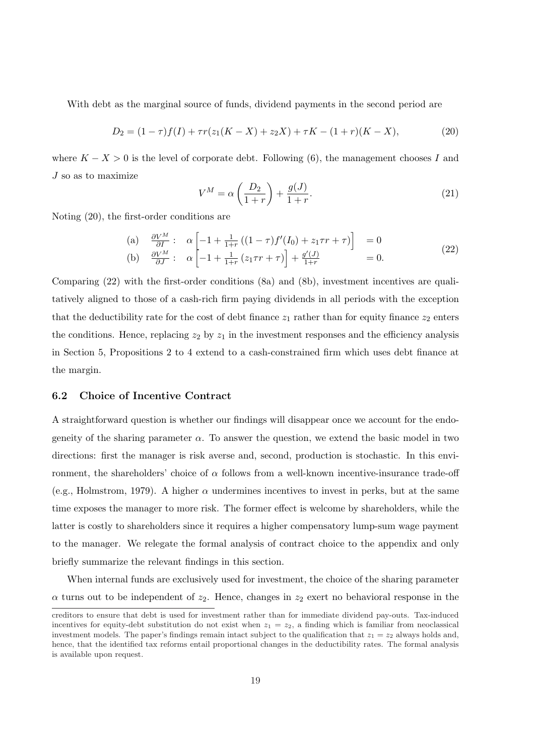With debt as the marginal source of funds, dividend payments in the second period are

$$D_2 = (1-\tau)f(I) + \tau r(z_1(K-X) + z_2 X) + \tau K - (1+r)(K-X), \tag{20}$$

where $K - X > 0$ is the level of corporate debt. Following (6), the management chooses $I$ and $J$ so as to maximize

$$V^M = \alpha\left(\frac{D_2}{1+r}\right) + \frac{g(J)}{1+r}. \tag{21}$$

Noting (20), the first-order conditions are

$$\begin{array}{llll} \text{(a)} & \frac{\partial V^M}{\partial I}: & \alpha\left[-1 + \frac{1}{1+r}\left((1-\tau)f'(I_0) + z_1\tau r + \tau\right)\right] & = 0 \\ \text{(b)} & \frac{\partial V^M}{\partial J}: & \alpha\left[-1 + \frac{1}{1+r}\left(z_1\tau r + \tau\right)\right] + \frac{g'(J)}{1+r} & = 0. \end{array} \tag{22}$$

Comparing (22) with the first-order conditions (8a) and (8b), investment incentives are qualitatively aligned to those of a cash-rich firm paying dividends in all periods with the exception that the deductibility rate for the cost of debt finance $z_1$ rather than for equity finance $z_2$ enters the conditions. Hence, replacing $z_2$ by $z_1$ in the investment responses and the efficiency analysis in Section 5, Propositions 2 to 4 extend to a cash-constrained firm which uses debt finance at the margin.

### 6.2 Choice of Incentive Contract

A straightforward question is whether our findings will disappear once we account for the endogeneity of the sharing parameter $\alpha$. To answer the question, we extend the basic model in two directions: first the manager is risk averse and, second, production is stochastic. In this environment, the shareholders' choice of $\alpha$ follows from a well-known incentive-insurance trade-off (e.g., Holmstrom, 1979). A higher $\alpha$ undermines incentives to invest in perks, but at the same time exposes the manager to more risk. The former effect is welcome by shareholders, while the latter is costly to shareholders since it requires a higher compensatory lump-sum wage payment to the manager. We relegate the formal analysis of contract choice to the appendix and only briefly summarize the relevant findings in this section.

When internal funds are exclusively used for investment, the choice of the sharing parameter $\alpha$ turns out to be independent of $z_2$. Hence, changes in $z_2$ exert no behavioral response in the

creditors to ensure that debt is used for investment rather than for immediate dividend pay-outs. Tax-induced incentives for equity-debt substitution do not exist when $z_1 = z_2$, a finding which is familiar from neoclassical investment models. The paper's findings remain intact subject to the qualification that $z_1 = z_2$ always holds and, hence, that the identified tax reforms entail proportional changes in the deductibility rates. The formal analysis is available upon request.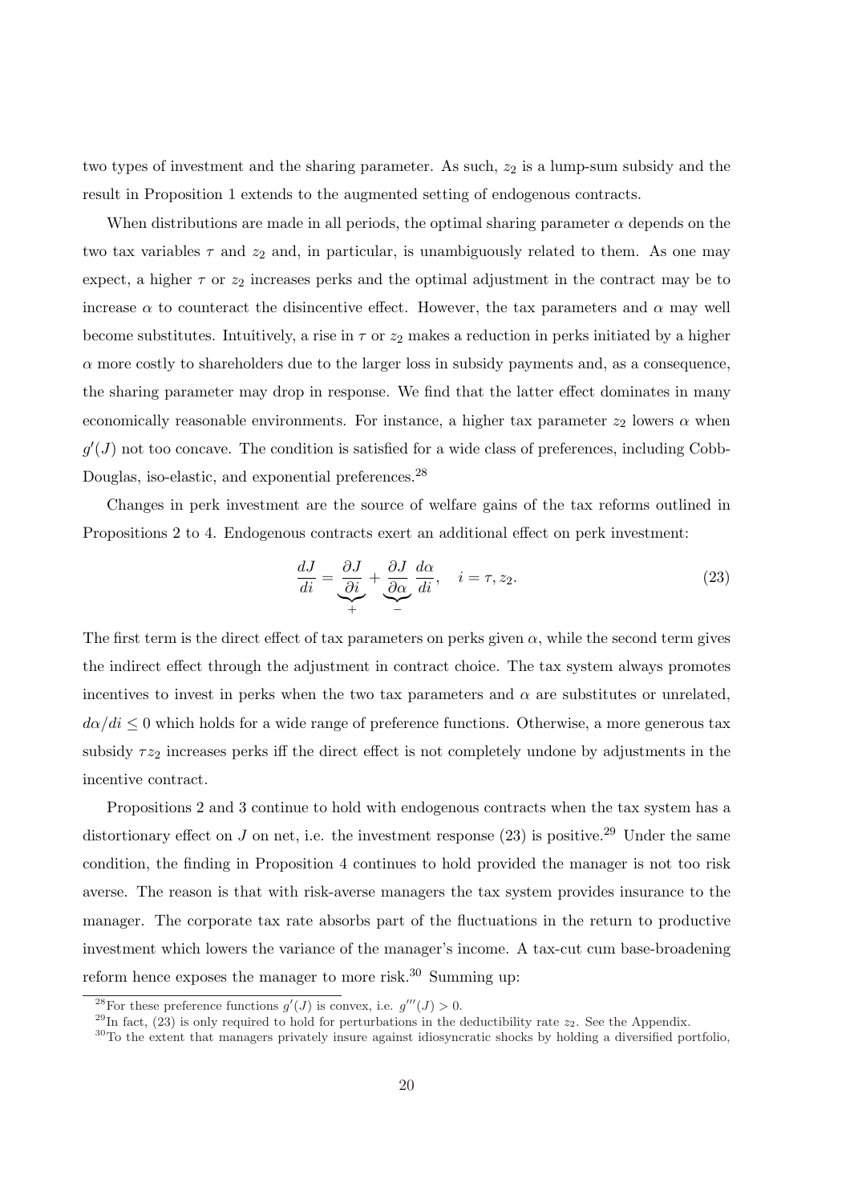two types of investment and the sharing parameter. As such, $z_2$ is a lump-sum subsidy and the result in Proposition 1 extends to the augmented setting of endogenous contracts.

When distributions are made in all periods, the optimal sharing parameter $\alpha$ depends on the two tax variables $\tau$ and $z_2$ and, in particular, is unambiguously related to them. As one may expect, a higher $\tau$ or $z_2$ increases perks and the optimal adjustment in the contract may be to increase $\alpha$ to counteract the disincentive effect. However, the tax parameters and $\alpha$ may well become substitutes. Intuitively, a rise in $\tau$ or $z_2$ makes a reduction in perks initiated by a higher $\alpha$ more costly to shareholders due to the larger loss in subsidy payments and, as a consequence, the sharing parameter may drop in response. We find that the latter effect dominates in many economically reasonable environments. For instance, a higher tax parameter $z_2$ lowers $\alpha$ when $g'(J)$ not too concave. The condition is satisfied for a wide class of preferences, including Cobb-Douglas, iso-elastic, and exponential preferences.[28]

Changes in perk investment are the source of welfare gains of the tax reforms outlined in Propositions 2 to 4. Endogenous contracts exert an additional effect on perk investment:

$$\frac{dJ}{di} = \underbrace{\frac{\partial J}{\partial i}}_{+} + \underbrace{\frac{\partial J}{\partial \alpha}}_{-} \frac{d\alpha}{di}, \quad i = \tau, z_2. \tag{23}$$

The first term is the direct effect of tax parameters on perks given $\alpha$, while the second term gives the indirect effect through the adjustment in contract choice. The tax system always promotes incentives to invest in perks when the two tax parameters and $\alpha$ are substitutes or unrelated, $d\alpha/di \leq 0$ which holds for a wide range of preference functions. Otherwise, a more generous tax subsidy $\tau z_2$ increases perks iff the direct effect is not completely undone by adjustments in the incentive contract.

Propositions 2 and 3 continue to hold with endogenous contracts when the tax system has a distortionary effect on $J$ on net, i.e. the investment response (23) is positive.[29] Under the same condition, the finding in Proposition 4 continues to hold provided the manager is not too risk averse. The reason is that with risk-averse managers the tax system provides insurance to the manager. The corporate tax rate absorbs part of the fluctuations in the return to productive investment which lowers the variance of the manager's income. A tax-cut cum base-broadening reform hence exposes the manager to more risk.[30] Summing up:

---

[28] For these preference functions $g'(J)$ is convex, i.e. $g'''(J) > 0$.

[29] In fact, (23) is only required to hold for perturbations in the deductibility rate $z_2$. See the Appendix.

[30] To the extent that managers privately insure against idiosyncratic shocks by holding a diversified portfolio,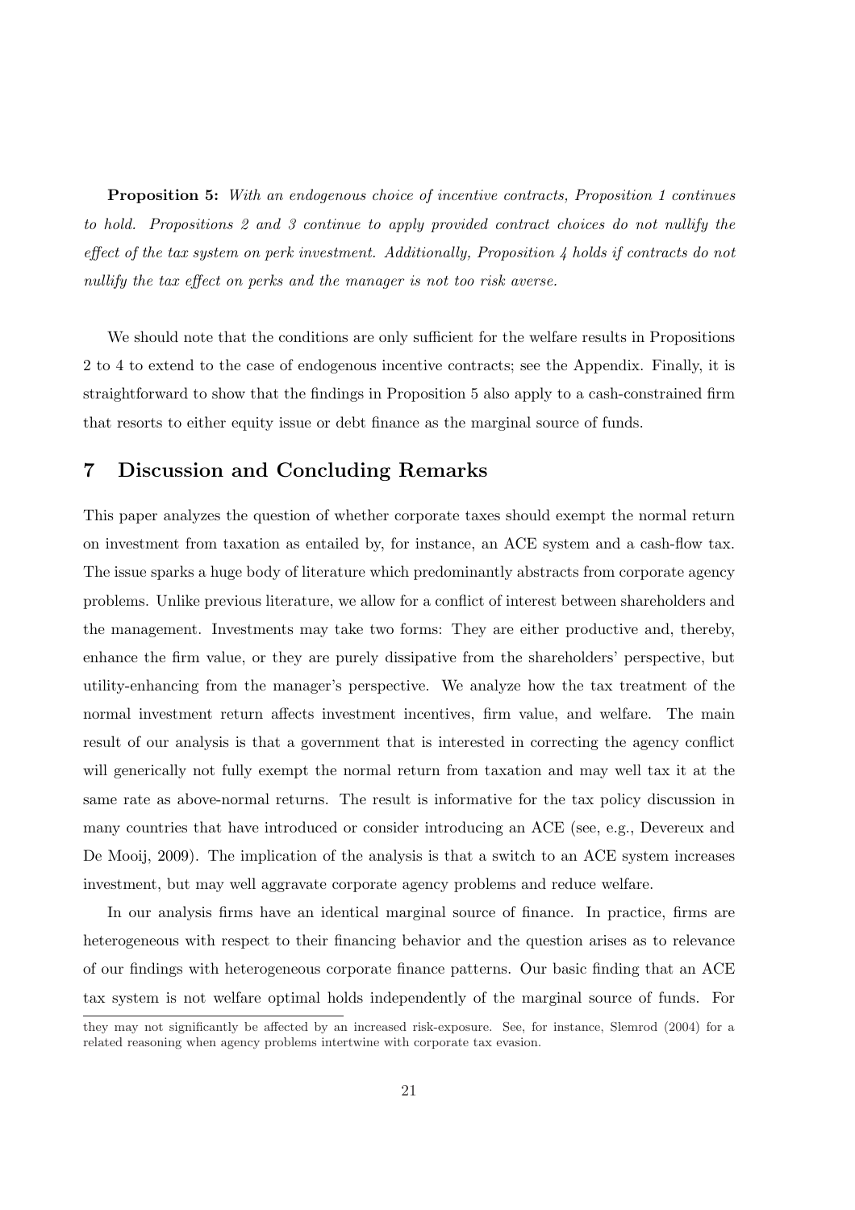**Proposition 5:** *With an endogenous choice of incentive contracts, Proposition 1 continues to hold. Propositions 2 and 3 continue to apply provided contract choices do not nullify the effect of the tax system on perk investment. Additionally, Proposition 4 holds if contracts do not nullify the tax effect on perks and the manager is not too risk averse.*

We should note that the conditions are only sufficient for the welfare results in Propositions 2 to 4 to extend to the case of endogenous incentive contracts; see the Appendix. Finally, it is straightforward to show that the findings in Proposition 5 also apply to a cash-constrained firm that resorts to either equity issue or debt finance as the marginal source of funds.

## 7 Discussion and Concluding Remarks

This paper analyzes the question of whether corporate taxes should exempt the normal return on investment from taxation as entailed by, for instance, an ACE system and a cash-flow tax. The issue sparks a huge body of literature which predominantly abstracts from corporate agency problems. Unlike previous literature, we allow for a conflict of interest between shareholders and the management. Investments may take two forms: They are either productive and, thereby, enhance the firm value, or they are purely dissipative from the shareholders' perspective, but utility-enhancing from the manager's perspective. We analyze how the tax treatment of the normal investment return affects investment incentives, firm value, and welfare. The main result of our analysis is that a government that is interested in correcting the agency conflict will generically not fully exempt the normal return from taxation and may well tax it at the same rate as above-normal returns. The result is informative for the tax policy discussion in many countries that have introduced or consider introducing an ACE (see, e.g., Devereux and De Mooij, 2009). The implication of the analysis is that a switch to an ACE system increases investment, but may well aggravate corporate agency problems and reduce welfare.

In our analysis firms have an identical marginal source of finance. In practice, firms are heterogeneous with respect to their financing behavior and the question arises as to relevance of our findings with heterogeneous corporate finance patterns. Our basic finding that an ACE tax system is not welfare optimal holds independently of the marginal source of funds. For

they may not significantly be affected by an increased risk-exposure. See, for instance, Slemrod (2004) for a related reasoning when agency problems intertwine with corporate tax evasion.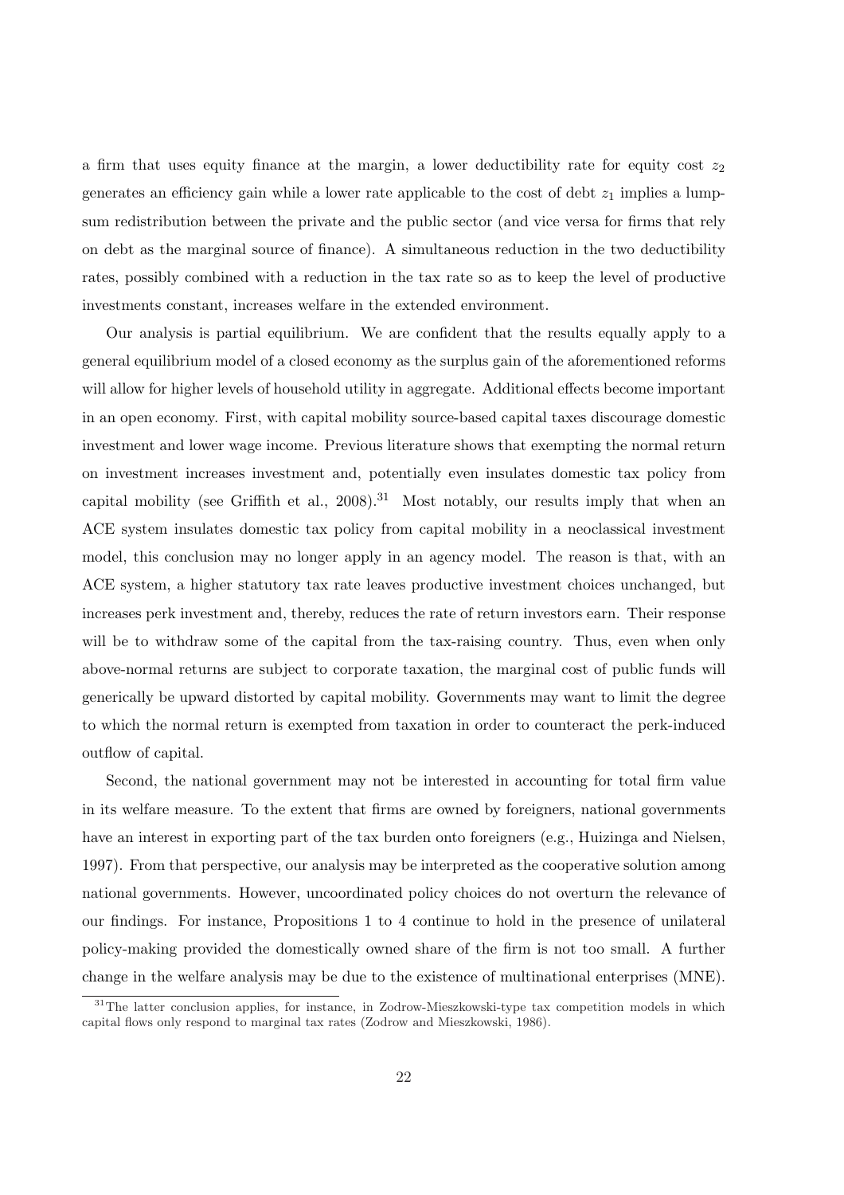a firm that uses equity finance at the margin, a lower deductibility rate for equity cost $z_2$ generates an efficiency gain while a lower rate applicable to the cost of debt $z_1$ implies a lump-sum redistribution between the private and the public sector (and vice versa for firms that rely on debt as the marginal source of finance). A simultaneous reduction in the two deductibility rates, possibly combined with a reduction in the tax rate so as to keep the level of productive investments constant, increases welfare in the extended environment.

Our analysis is partial equilibrium. We are confident that the results equally apply to a general equilibrium model of a closed economy as the surplus gain of the aforementioned reforms will allow for higher levels of household utility in aggregate. Additional effects become important in an open economy. First, with capital mobility source-based capital taxes discourage domestic investment and lower wage income. Previous literature shows that exempting the normal return on investment increases investment and, potentially even insulates domestic tax policy from capital mobility (see Griffith et al., 2008).[31] Most notably, our results imply that when an ACE system insulates domestic tax policy from capital mobility in a neoclassical investment model, this conclusion may no longer apply in an agency model. The reason is that, with an ACE system, a higher statutory tax rate leaves productive investment choices unchanged, but increases perk investment and, thereby, reduces the rate of return investors earn. Their response will be to withdraw some of the capital from the tax-raising country. Thus, even when only above-normal returns are subject to corporate taxation, the marginal cost of public funds will generically be upward distorted by capital mobility. Governments may want to limit the degree to which the normal return is exempted from taxation in order to counteract the perk-induced outflow of capital.

Second, the national government may not be interested in accounting for total firm value in its welfare measure. To the extent that firms are owned by foreigners, national governments have an interest in exporting part of the tax burden onto foreigners (e.g., Huizinga and Nielsen, 1997). From that perspective, our analysis may be interpreted as the cooperative solution among national governments. However, uncoordinated policy choices do not overturn the relevance of our findings. For instance, Propositions 1 to 4 continue to hold in the presence of unilateral policy-making provided the domestically owned share of the firm is not too small. A further change in the welfare analysis may be due to the existence of multinational enterprises (MNE).

[31] The latter conclusion applies, for instance, in Zodrow-Mieszkowski-type tax competition models in which capital flows only respond to marginal tax rates (Zodrow and Mieszkowski, 1986).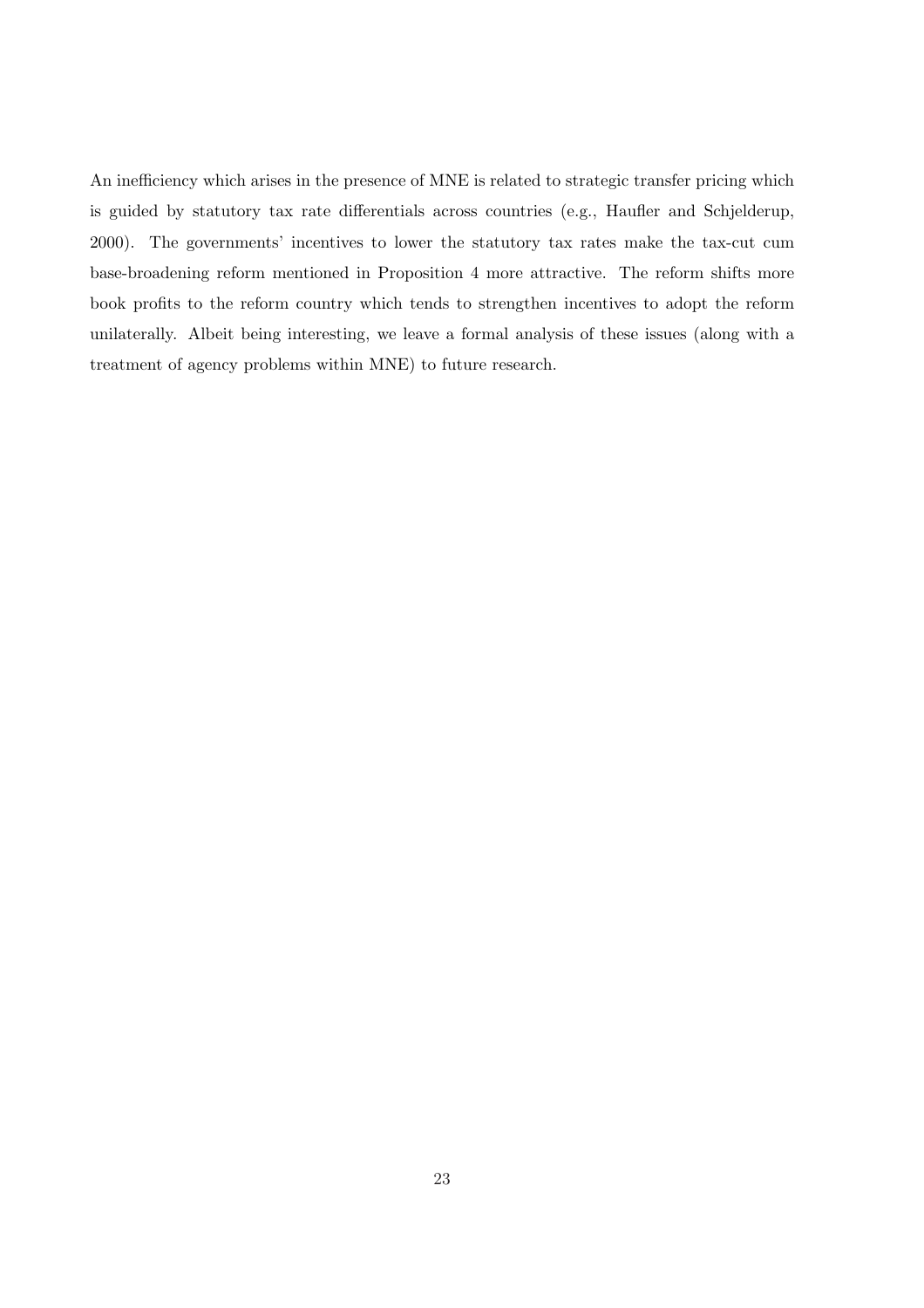An inefficiency which arises in the presence of MNE is related to strategic transfer pricing which is guided by statutory tax rate differentials across countries (e.g., Haufler and Schjelderup, 2000). The governments' incentives to lower the statutory tax rates make the tax-cut cum base-broadening reform mentioned in Proposition 4 more attractive. The reform shifts more book profits to the reform country which tends to strengthen incentives to adopt the reform unilaterally. Albeit being interesting, we leave a formal analysis of these issues (along with a treatment of agency problems within MNE) to future research.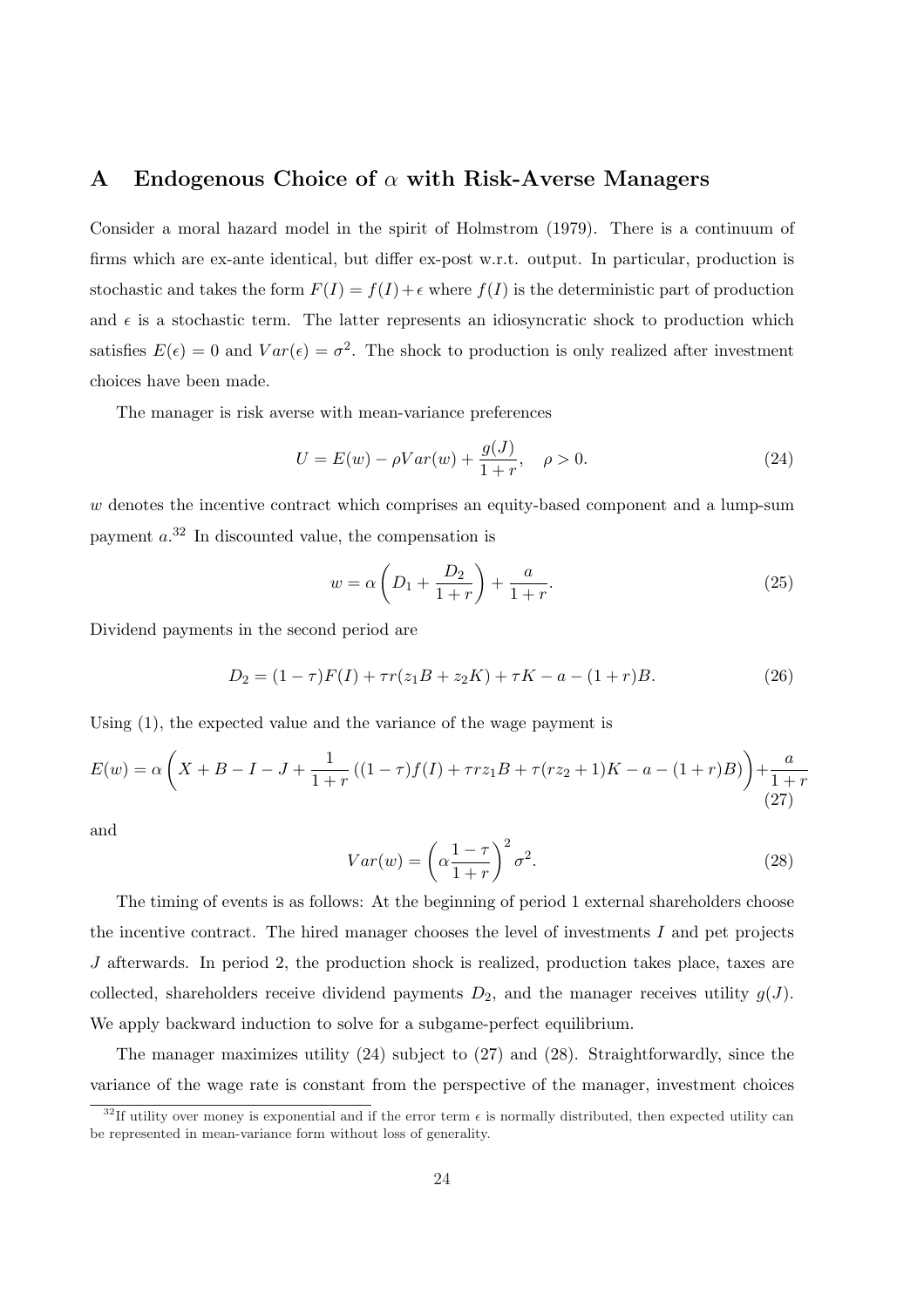# A Endogenous Choice of $\alpha$ with Risk-Averse Managers

Consider a moral hazard model in the spirit of Holmstrom (1979). There is a continuum of firms which are ex-ante identical, but differ ex-post w.r.t. output. In particular, production is stochastic and takes the form $F(I) = f(I) + \epsilon$ where $f(I)$ is the deterministic part of production and $\epsilon$ is a stochastic term. The latter represents an idiosyncratic shock to production which satisfies $E(\epsilon) = 0$ and $Var(\epsilon) = \sigma^2$. The shock to production is only realized after investment choices have been made.

The manager is risk averse with mean-variance preferences

$$U = E(w) - \rho Var(w) + \frac{g(J)}{1+r}, \quad \rho > 0. \tag{24}$$

$w$ denotes the incentive contract which comprises an equity-based component and a lump-sum payment $a$.[32] In discounted value, the compensation is

$$w = \alpha \left( D_1 + \frac{D_2}{1+r} \right) + \frac{a}{1+r}. \tag{25}$$

Dividend payments in the second period are

$$D_2 = (1-\tau)F(I) + \tau r(z_1 B + z_2 K) + \tau K - a - (1+r)B. \tag{26}$$

Using (1), the expected value and the variance of the wage payment is

$$E(w) = \alpha \left( X + B - I - J + \frac{1}{1+r} \left( (1-\tau)f(I) + \tau r z_1 B + \tau(r z_2 + 1)K - a - (1+r)B \right) \right) + \frac{a}{1+r} \tag{27}$$

and

$$Var(w) = \left( \alpha \frac{1-\tau}{1+r} \right)^2 \sigma^2. \tag{28}$$

The timing of events is as follows: At the beginning of period 1 external shareholders choose the incentive contract. The hired manager chooses the level of investments $I$ and pet projects $J$ afterwards. In period 2, the production shock is realized, production takes place, taxes are collected, shareholders receive dividend payments $D_2$, and the manager receives utility $g(J)$. We apply backward induction to solve for a subgame-perfect equilibrium.

The manager maximizes utility (24) subject to (27) and (28). Straightforwardly, since the variance of the wage rate is constant from the perspective of the manager, investment choices

[32] If utility over money is exponential and if the error term $\epsilon$ is normally distributed, then expected utility can be represented in mean-variance form without loss of generality.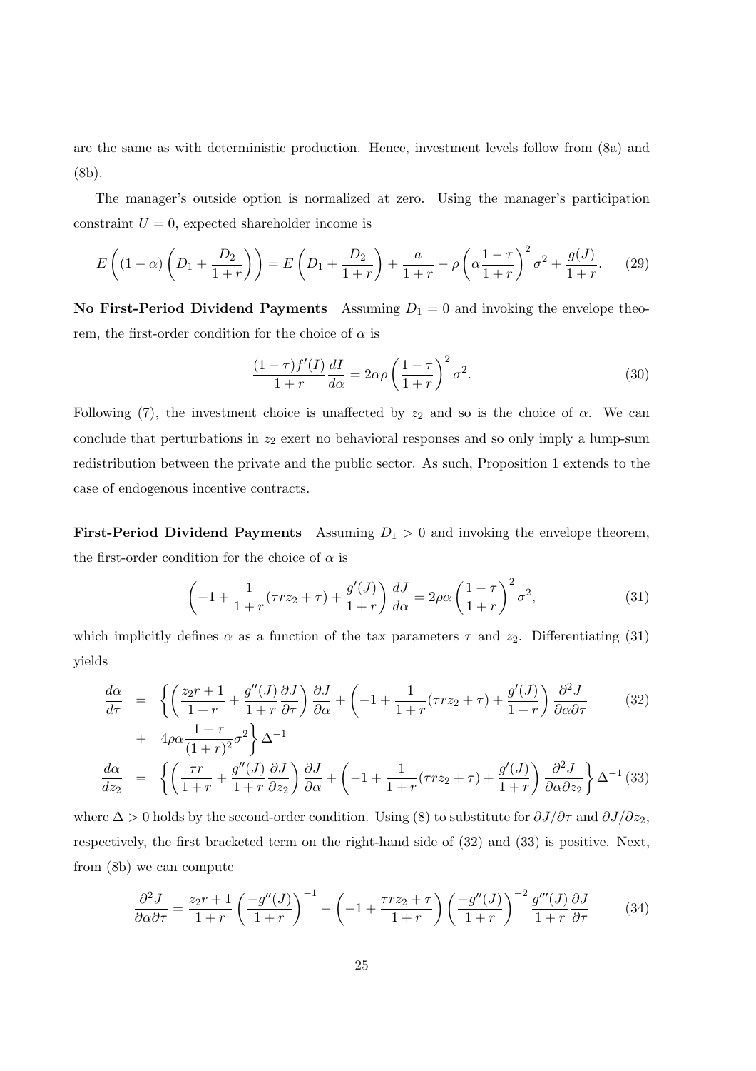are the same as with deterministic production. Hence, investment levels follow from (8a) and (8b).

The manager's outside option is normalized at zero. Using the manager's participation constraint $U = 0$, expected shareholder income is

$$E\left((1-\alpha)\left(D_1 + \frac{D_2}{1+r}\right)\right) = E\left(D_1 + \frac{D_2}{1+r}\right) + \frac{a}{1+r} - \rho\left(\alpha\frac{1-\tau}{1+r}\right)^2\sigma^2 + \frac{g(J)}{1+r}. \tag{29}$$

**No First-Period Dividend Payments** Assuming $D_1 = 0$ and invoking the envelope theorem, the first-order condition for the choice of $\alpha$ is

$$\frac{(1-\tau)f'(I)}{1+r}\frac{dI}{d\alpha} = 2\alpha\rho\left(\frac{1-\tau}{1+r}\right)^2\sigma^2. \tag{30}$$

Following (7), the investment choice is unaffected by $z_2$ and so is the choice of $\alpha$. We can conclude that perturbations in $z_2$ exert no behavioral responses and so only imply a lump-sum redistribution between the private and the public sector. As such, Proposition 1 extends to the case of endogenous incentive contracts.

**First-Period Dividend Payments** Assuming $D_1 > 0$ and invoking the envelope theorem, the first-order condition for the choice of $\alpha$ is

$$\left(-1 + \frac{1}{1+r}(\tau r z_2 + \tau) + \frac{g'(J)}{1+r}\right)\frac{dJ}{d\alpha} = 2\rho\alpha\left(\frac{1-\tau}{1+r}\right)^2\sigma^2, \tag{31}$$

which implicitly defines $\alpha$ as a function of the tax parameters $\tau$ and $z_2$. Differentiating (31) yields

$$\begin{aligned}
\frac{d\alpha}{d\tau} &= \left\{\left(\frac{z_2 r + 1}{1+r} + \frac{g''(J)}{1+r}\frac{\partial J}{\partial \tau}\right)\frac{\partial J}{\partial \alpha} + \left(-1 + \frac{1}{1+r}(\tau r z_2 + \tau) + \frac{g'(J)}{1+r}\right)\frac{\partial^2 J}{\partial\alpha\partial\tau}\right. \qquad (32)\\
&+ \left. 4\rho\alpha\frac{1-\tau}{(1+r)^2}\sigma^2\right\}\Delta^{-1} \\
\frac{d\alpha}{dz_2} &= \left\{\left(\frac{\tau r}{1+r} + \frac{g''(J)}{1+r}\frac{\partial J}{\partial z_2}\right)\frac{\partial J}{\partial \alpha} + \left(-1 + \frac{1}{1+r}(\tau r z_2 + \tau) + \frac{g'(J)}{1+r}\right)\frac{\partial^2 J}{\partial\alpha\partial z_2}\right\}\Delta^{-1} \qquad (33)
\end{aligned}$$

where $\Delta > 0$ holds by the second-order condition. Using (8) to substitute for $\partial J/\partial\tau$ and $\partial J/\partial z_2$, respectively, the first bracketed term on the right-hand side of (32) and (33) is positive. Next, from (8b) we can compute

$$\frac{\partial^2 J}{\partial\alpha\partial\tau} = \frac{z_2 r + 1}{1+r}\left(\frac{-g''(J)}{1+r}\right)^{-1} - \left(-1 + \frac{\tau r z_2 + \tau}{1+r}\right)\left(\frac{-g''(J)}{1+r}\right)^{-2}\frac{g'''(J)}{1+r}\frac{\partial J}{\partial \tau} \tag{34}$$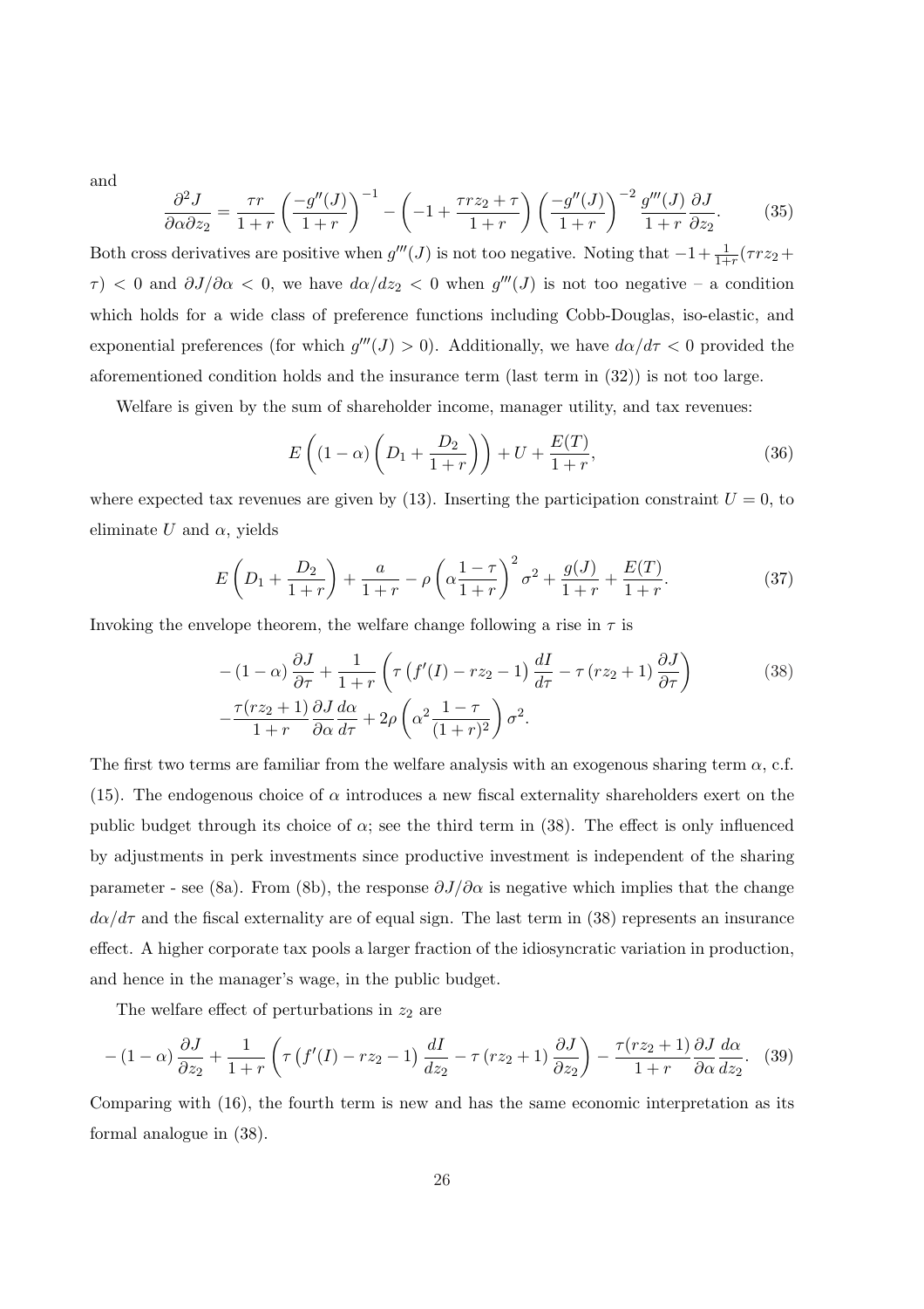and

$$\frac{\partial^2 J}{\partial \alpha \partial z_2} = \frac{\tau r}{1+r}\left(\frac{-g''(J)}{1+r}\right)^{-1} - \left(-1 + \frac{\tau r z_2 + \tau}{1+r}\right)\left(\frac{-g''(J)}{1+r}\right)^{-2}\frac{g'''(J)}{1+r}\frac{\partial J}{\partial z_2}. \tag{35}$$

Both cross derivatives are positive when $g'''(J)$ is not too negative. Noting that $-1+\frac{1}{1+r}(\tau r z_2 + \tau) < 0$ and $\partial J/\partial \alpha < 0$, we have $d\alpha/dz_2 < 0$ when $g'''(J)$ is not too negative – a condition which holds for a wide class of preference functions including Cobb-Douglas, iso-elastic, and exponential preferences (for which $g'''(J) > 0$). Additionally, we have $d\alpha/d\tau < 0$ provided the aforementioned condition holds and the insurance term (last term in (32)) is not too large.

Welfare is given by the sum of shareholder income, manager utility, and tax revenues:

$$E\left((1-\alpha)\left(D_1 + \frac{D_2}{1+r}\right)\right) + U + \frac{E(T)}{1+r}, \tag{36}$$

where expected tax revenues are given by (13). Inserting the participation constraint $U = 0$, to eliminate $U$ and $\alpha$, yields

$$E\left(D_1 + \frac{D_2}{1+r}\right) + \frac{a}{1+r} - \rho\left(\alpha\frac{1-\tau}{1+r}\right)^2\sigma^2 + \frac{g(J)}{1+r} + \frac{E(T)}{1+r}. \tag{37}$$

Invoking the envelope theorem, the welfare change following a rise in $\tau$ is

$$\begin{aligned} &-(1-\alpha)\frac{\partial J}{\partial \tau} + \frac{1}{1+r}\left(\tau\left(f'(I) - r z_2 - 1\right)\frac{dI}{d\tau} - \tau\left(r z_2 + 1\right)\frac{\partial J}{\partial \tau}\right) \\ &-\frac{\tau(r z_2 + 1)}{1+r}\frac{\partial J}{\partial \alpha}\frac{d\alpha}{d\tau} + 2\rho\left(\alpha^2\frac{1-\tau}{(1+r)^2}\right)\sigma^2. \end{aligned} \tag{38}$$

The first two terms are familiar from the welfare analysis with an exogenous sharing term $\alpha$, c.f. (15). The endogenous choice of $\alpha$ introduces a new fiscal externality shareholders exert on the public budget through its choice of $\alpha$; see the third term in (38). The effect is only influenced by adjustments in perk investments since productive investment is independent of the sharing parameter - see (8a). From (8b), the response $\partial J/\partial \alpha$ is negative which implies that the change $d\alpha/d\tau$ and the fiscal externality are of equal sign. The last term in (38) represents an insurance effect. A higher corporate tax pools a larger fraction of the idiosyncratic variation in production, and hence in the manager's wage, in the public budget.

The welfare effect of perturbations in $z_2$ are

$$-(1-\alpha)\frac{\partial J}{\partial z_2} + \frac{1}{1+r}\left(\tau\left(f'(I) - r z_2 - 1\right)\frac{dI}{dz_2} - \tau\left(r z_2 + 1\right)\frac{\partial J}{\partial z_2}\right) - \frac{\tau(r z_2 + 1)}{1+r}\frac{\partial J}{\partial \alpha}\frac{d\alpha}{dz_2}. \tag{39}$$

Comparing with (16), the fourth term is new and has the same economic interpretation as its formal analogue in (38).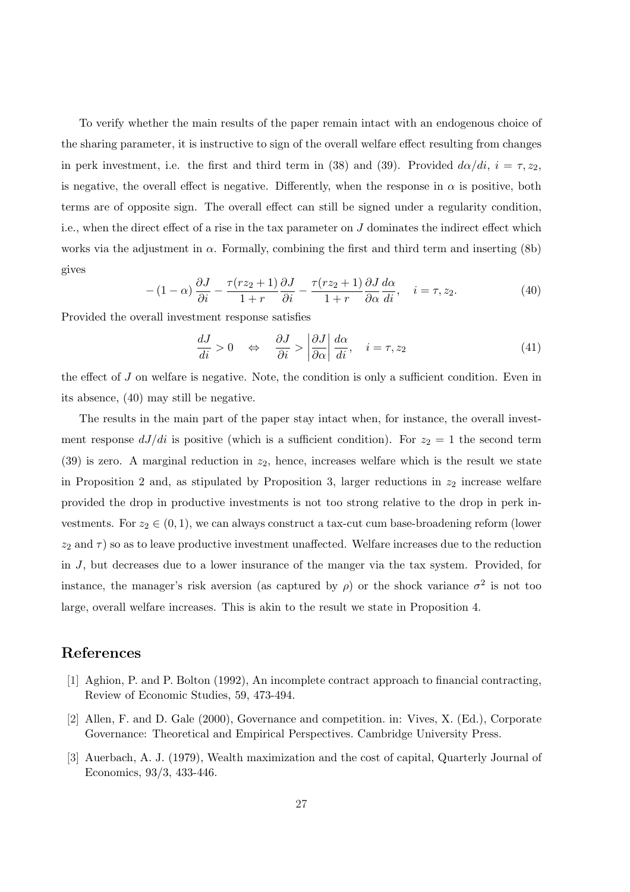To verify whether the main results of the paper remain intact with an endogenous choice of the sharing parameter, it is instructive to sign of the overall welfare effect resulting from changes in perk investment, i.e. the first and third term in (38) and (39). Provided $d\alpha/di$, $i = \tau, z_2$, is negative, the overall effect is negative. Differently, when the response in $\alpha$ is positive, both terms are of opposite sign. The overall effect can still be signed under a regularity condition, i.e., when the direct effect of a rise in the tax parameter on $J$ dominates the indirect effect which works via the adjustment in $\alpha$. Formally, combining the first and third term and inserting (8b) gives

$$-(1-\alpha)\frac{\partial J}{\partial i} - \frac{\tau(rz_2+1)}{1+r}\frac{\partial J}{\partial i} - \frac{\tau(rz_2+1)}{1+r}\frac{\partial J}{\partial \alpha}\frac{d\alpha}{di}, \quad i = \tau, z_2. \tag{40}$$

Provided the overall investment response satisfies

$$\frac{dJ}{di} > 0 \quad \Leftrightarrow \quad \frac{\partial J}{\partial i} > \left|\frac{\partial J}{\partial \alpha}\right| \frac{d\alpha}{di}, \quad i = \tau, z_2 \tag{41}$$

the effect of $J$ on welfare is negative. Note, the condition is only a sufficient condition. Even in its absence, (40) may still be negative.

The results in the main part of the paper stay intact when, for instance, the overall investment response $dJ/di$ is positive (which is a sufficient condition). For $z_2 = 1$ the second term (39) is zero. A marginal reduction in $z_2$, hence, increases welfare which is the result we state in Proposition 2 and, as stipulated by Proposition 3, larger reductions in $z_2$ increase welfare provided the drop in productive investments is not too strong relative to the drop in perk investments. For $z_2 \in (0, 1)$, we can always construct a tax-cut cum base-broadening reform (lower $z_2$ and $\tau$) so as to leave productive investment unaffected. Welfare increases due to the reduction in $J$, but decreases due to a lower insurance of the manger via the tax system. Provided, for instance, the manager's risk aversion (as captured by $\rho$) or the shock variance $\sigma^2$ is not too large, overall welfare increases. This is akin to the result we state in Proposition 4.

# References

[1] Aghion, P. and P. Bolton (1992), An incomplete contract approach to financial contracting, Review of Economic Studies, 59, 473-494.

[2] Allen, F. and D. Gale (2000), Governance and competition. in: Vives, X. (Ed.), Corporate Governance: Theoretical and Empirical Perspectives. Cambridge University Press.

[3] Auerbach, A. J. (1979), Wealth maximization and the cost of capital, Quarterly Journal of Economics, 93/3, 433-446.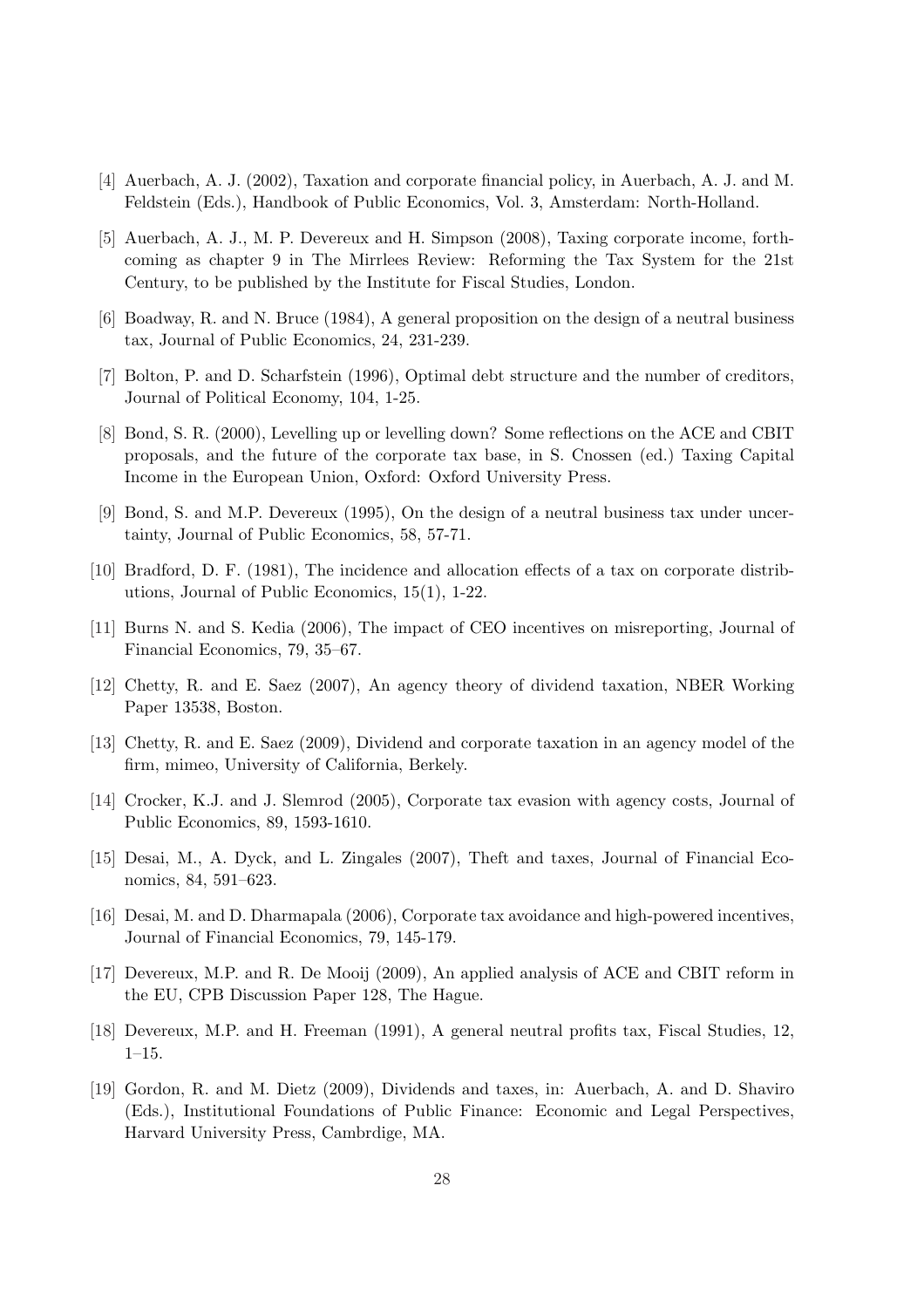[4] Auerbach, A. J. (2002), Taxation and corporate financial policy, in Auerbach, A. J. and M. Feldstein (Eds.), Handbook of Public Economics, Vol. 3, Amsterdam: North-Holland.

[5] Auerbach, A. J., M. P. Devereux and H. Simpson (2008), Taxing corporate income, forthcoming as chapter 9 in The Mirrlees Review: Reforming the Tax System for the 21st Century, to be published by the Institute for Fiscal Studies, London.

[6] Boadway, R. and N. Bruce (1984), A general proposition on the design of a neutral business tax, Journal of Public Economics, 24, 231-239.

[7] Bolton, P. and D. Scharfstein (1996), Optimal debt structure and the number of creditors, Journal of Political Economy, 104, 1-25.

[8] Bond, S. R. (2000), Levelling up or levelling down? Some reflections on the ACE and CBIT proposals, and the future of the corporate tax base, in S. Cnossen (ed.) Taxing Capital Income in the European Union, Oxford: Oxford University Press.

[9] Bond, S. and M.P. Devereux (1995), On the design of a neutral business tax under uncertainty, Journal of Public Economics, 58, 57-71.

[10] Bradford, D. F. (1981), The incidence and allocation effects of a tax on corporate distributions, Journal of Public Economics, 15(1), 1-22.

[11] Burns N. and S. Kedia (2006), The impact of CEO incentives on misreporting, Journal of Financial Economics, 79, 35–67.

[12] Chetty, R. and E. Saez (2007), An agency theory of dividend taxation, NBER Working Paper 13538, Boston.

[13] Chetty, R. and E. Saez (2009), Dividend and corporate taxation in an agency model of the firm, mimeo, University of California, Berkely.

[14] Crocker, K.J. and J. Slemrod (2005), Corporate tax evasion with agency costs, Journal of Public Economics, 89, 1593-1610.

[15] Desai, M., A. Dyck, and L. Zingales (2007), Theft and taxes, Journal of Financial Economics, 84, 591–623.

[16] Desai, M. and D. Dharmapala (2006), Corporate tax avoidance and high-powered incentives, Journal of Financial Economics, 79, 145-179.

[17] Devereux, M.P. and R. De Mooij (2009), An applied analysis of ACE and CBIT reform in the EU, CPB Discussion Paper 128, The Hague.

[18] Devereux, M.P. and H. Freeman (1991), A general neutral profits tax, Fiscal Studies, 12, 1–15.

[19] Gordon, R. and M. Dietz (2009), Dividends and taxes, in: Auerbach, A. and D. Shaviro (Eds.), Institutional Foundations of Public Finance: Economic and Legal Perspectives, Harvard University Press, Cambrdige, MA.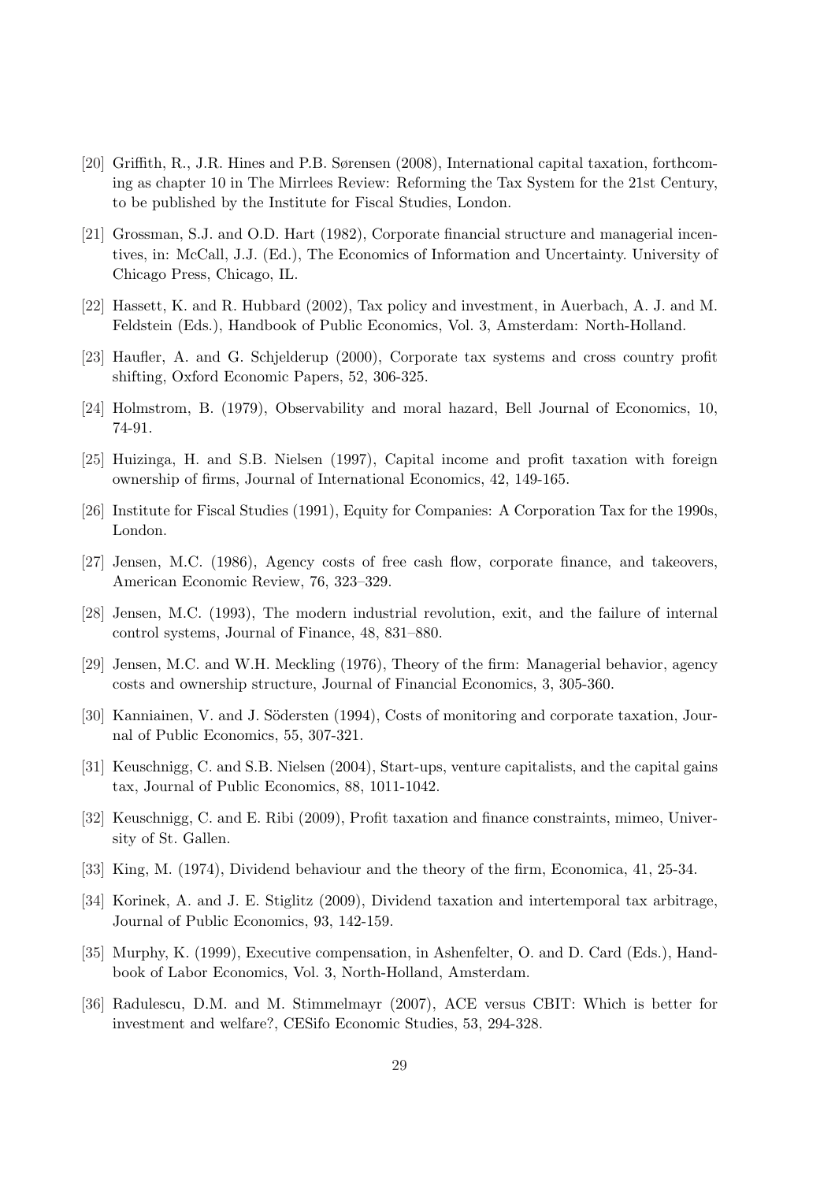[20] Griffith, R., J.R. Hines and P.B. Sørensen (2008), International capital taxation, forthcoming as chapter 10 in The Mirrlees Review: Reforming the Tax System for the 21st Century, to be published by the Institute for Fiscal Studies, London.

[21] Grossman, S.J. and O.D. Hart (1982), Corporate financial structure and managerial incentives, in: McCall, J.J. (Ed.), The Economics of Information and Uncertainty. University of Chicago Press, Chicago, IL.

[22] Hassett, K. and R. Hubbard (2002), Tax policy and investment, in Auerbach, A. J. and M. Feldstein (Eds.), Handbook of Public Economics, Vol. 3, Amsterdam: North-Holland.

[23] Haufler, A. and G. Schjelderup (2000), Corporate tax systems and cross country profit shifting, Oxford Economic Papers, 52, 306-325.

[24] Holmstrom, B. (1979), Observability and moral hazard, Bell Journal of Economics, 10, 74-91.

[25] Huizinga, H. and S.B. Nielsen (1997), Capital income and profit taxation with foreign ownership of firms, Journal of International Economics, 42, 149-165.

[26] Institute for Fiscal Studies (1991), Equity for Companies: A Corporation Tax for the 1990s, London.

[27] Jensen, M.C. (1986), Agency costs of free cash flow, corporate finance, and takeovers, American Economic Review, 76, 323–329.

[28] Jensen, M.C. (1993), The modern industrial revolution, exit, and the failure of internal control systems, Journal of Finance, 48, 831–880.

[29] Jensen, M.C. and W.H. Meckling (1976), Theory of the firm: Managerial behavior, agency costs and ownership structure, Journal of Financial Economics, 3, 305-360.

[30] Kanniainen, V. and J. Södersten (1994), Costs of monitoring and corporate taxation, Journal of Public Economics, 55, 307-321.

[31] Keuschnigg, C. and S.B. Nielsen (2004), Start-ups, venture capitalists, and the capital gains tax, Journal of Public Economics, 88, 1011-1042.

[32] Keuschnigg, C. and E. Ribi (2009), Profit taxation and finance constraints, mimeo, University of St. Gallen.

[33] King, M. (1974), Dividend behaviour and the theory of the firm, Economica, 41, 25-34.

[34] Korinek, A. and J. E. Stiglitz (2009), Dividend taxation and intertemporal tax arbitrage, Journal of Public Economics, 93, 142-159.

[35] Murphy, K. (1999), Executive compensation, in Ashenfelter, O. and D. Card (Eds.), Handbook of Labor Economics, Vol. 3, North-Holland, Amsterdam.

[36] Radulescu, D.M. and M. Stimmelmayr (2007), ACE versus CBIT: Which is better for investment and welfare?, CESifo Economic Studies, 53, 294-328.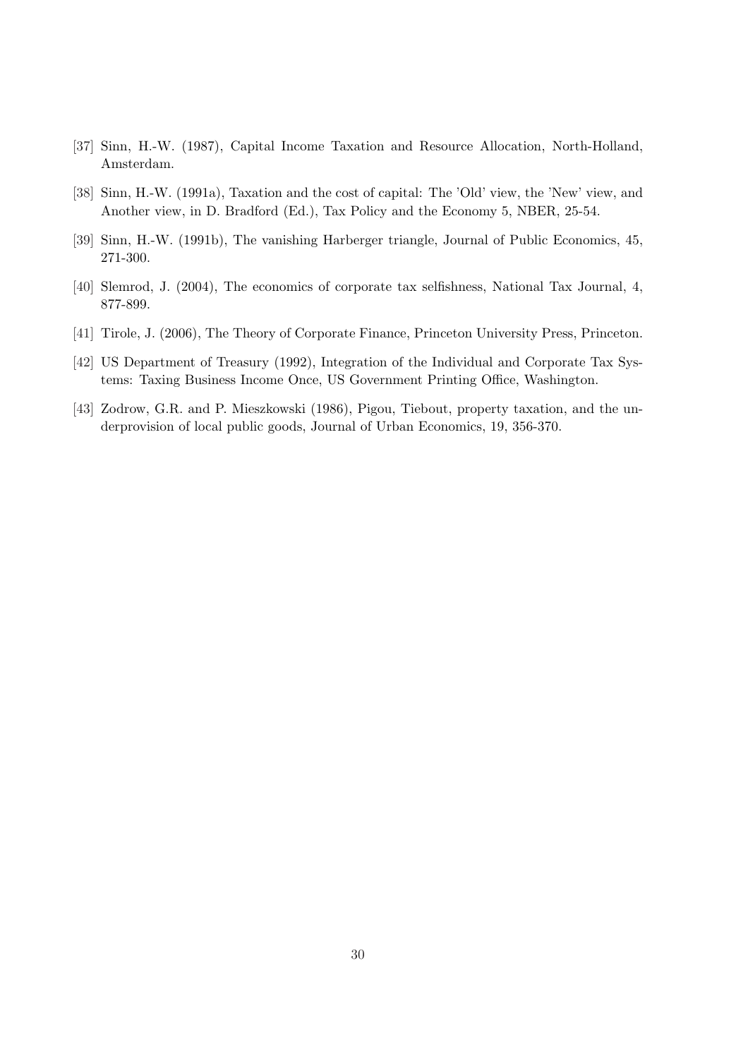[37] Sinn, H.-W. (1987), Capital Income Taxation and Resource Allocation, North-Holland, Amsterdam.

[38] Sinn, H.-W. (1991a), Taxation and the cost of capital: The 'Old' view, the 'New' view, and Another view, in D. Bradford (Ed.), Tax Policy and the Economy 5, NBER, 25-54.

[39] Sinn, H.-W. (1991b), The vanishing Harberger triangle, Journal of Public Economics, 45, 271-300.

[40] Slemrod, J. (2004), The economics of corporate tax selfishness, National Tax Journal, 4, 877-899.

[41] Tirole, J. (2006), The Theory of Corporate Finance, Princeton University Press, Princeton.

[42] US Department of Treasury (1992), Integration of the Individual and Corporate Tax Systems: Taxing Business Income Once, US Government Printing Office, Washington.

[43] Zodrow, G.R. and P. Mieszkowski (1986), Pigou, Tiebout, property taxation, and the underprovision of local public goods, Journal of Urban Economics, 19, 356-370.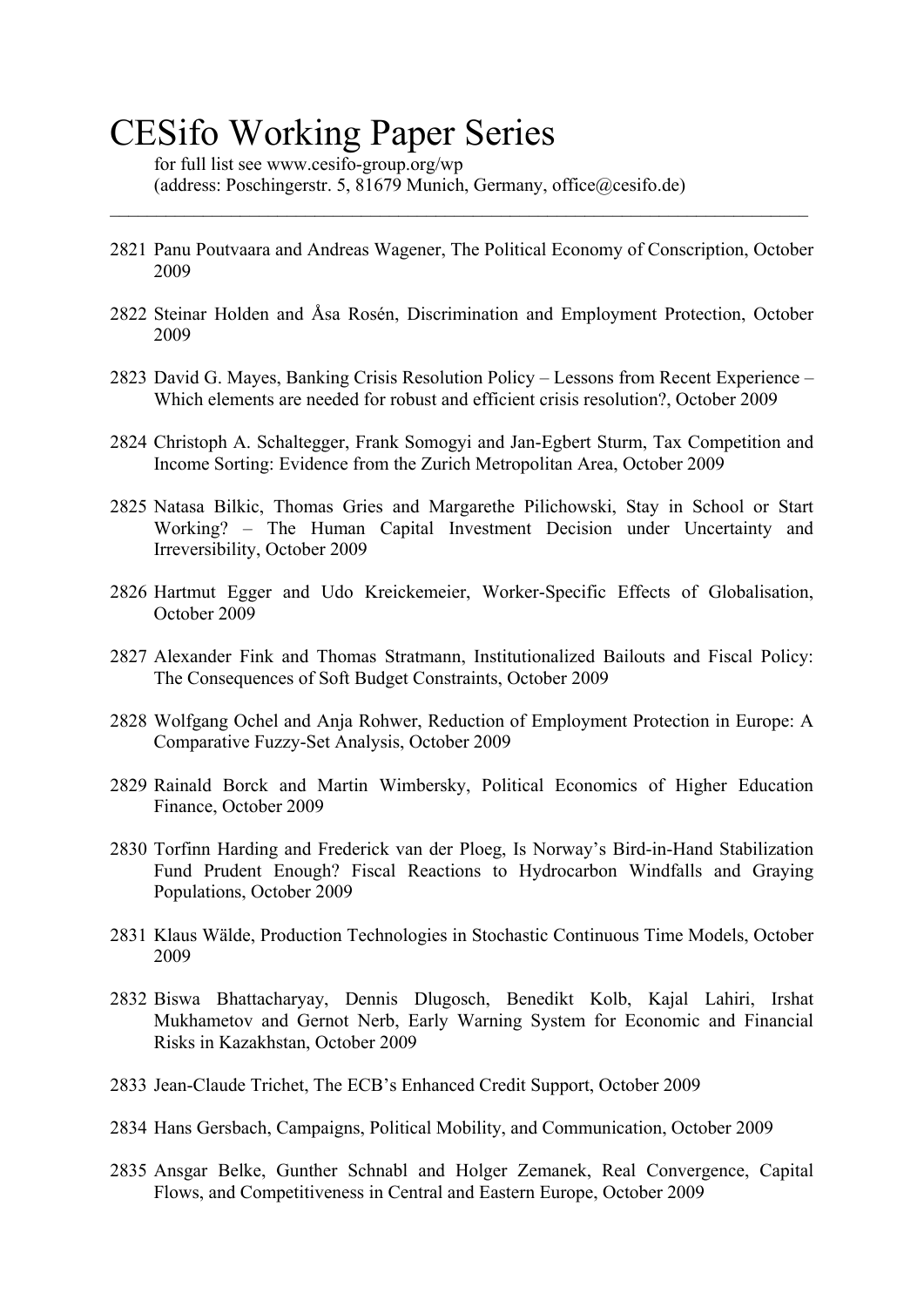# CESifo Working Paper Series

for full list see www.cesifo-group.org/wp
(address: Poschingerstr. 5, 81679 Munich, Germany, office@cesifo.de)

---

2821 Panu Poutvaara and Andreas Wagener, The Political Economy of Conscription, October 2009

2822 Steinar Holden and Åsa Rosén, Discrimination and Employment Protection, October 2009

2823 David G. Mayes, Banking Crisis Resolution Policy – Lessons from Recent Experience – Which elements are needed for robust and efficient crisis resolution?, October 2009

2824 Christoph A. Schaltegger, Frank Somogyi and Jan-Egbert Sturm, Tax Competition and Income Sorting: Evidence from the Zurich Metropolitan Area, October 2009

2825 Natasa Bilkic, Thomas Gries and Margarethe Pilichowski, Stay in School or Start Working? – The Human Capital Investment Decision under Uncertainty and Irreversibility, October 2009

2826 Hartmut Egger and Udo Kreickemeier, Worker-Specific Effects of Globalisation, October 2009

2827 Alexander Fink and Thomas Stratmann, Institutionalized Bailouts and Fiscal Policy: The Consequences of Soft Budget Constraints, October 2009

2828 Wolfgang Ochel and Anja Rohwer, Reduction of Employment Protection in Europe: A Comparative Fuzzy-Set Analysis, October 2009

2829 Rainald Borck and Martin Wimbersky, Political Economics of Higher Education Finance, October 2009

2830 Torfinn Harding and Frederick van der Ploeg, Is Norway's Bird-in-Hand Stabilization Fund Prudent Enough? Fiscal Reactions to Hydrocarbon Windfalls and Graying Populations, October 2009

2831 Klaus Wälde, Production Technologies in Stochastic Continuous Time Models, October 2009

2832 Biswa Bhattacharyay, Dennis Dlugosch, Benedikt Kolb, Kajal Lahiri, Irshat Mukhametov and Gernot Nerb, Early Warning System for Economic and Financial Risks in Kazakhstan, October 2009

2833 Jean-Claude Trichet, The ECB's Enhanced Credit Support, October 2009

2834 Hans Gersbach, Campaigns, Political Mobility, and Communication, October 2009

2835 Ansgar Belke, Gunther Schnabl and Holger Zemanek, Real Convergence, Capital Flows, and Competitiveness in Central and Eastern Europe, October 2009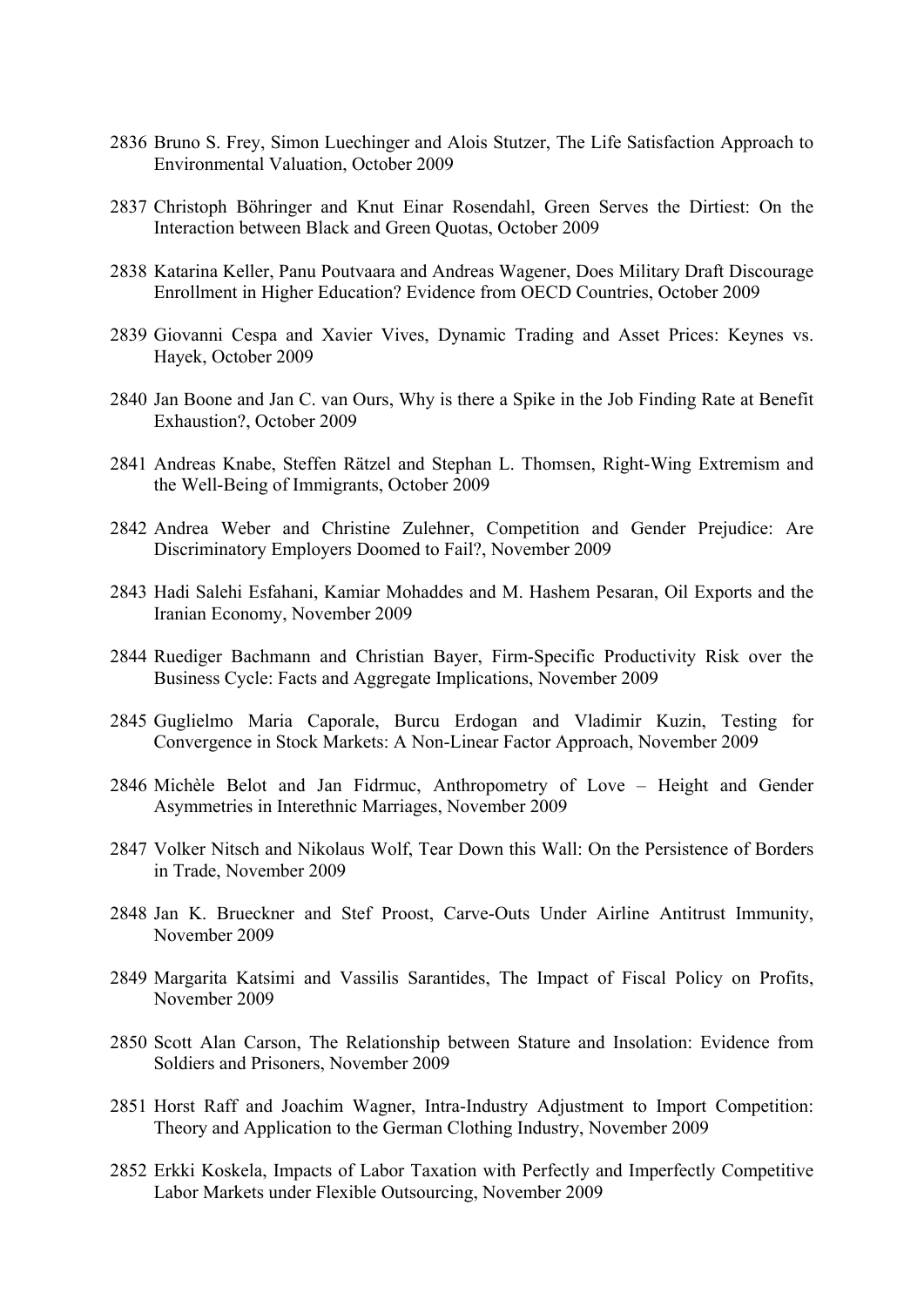2836 Bruno S. Frey, Simon Luechinger and Alois Stutzer, The Life Satisfaction Approach to Environmental Valuation, October 2009

2837 Christoph Böhringer and Knut Einar Rosendahl, Green Serves the Dirtiest: On the Interaction between Black and Green Quotas, October 2009

2838 Katarina Keller, Panu Poutvaara and Andreas Wagener, Does Military Draft Discourage Enrollment in Higher Education? Evidence from OECD Countries, October 2009

2839 Giovanni Cespa and Xavier Vives, Dynamic Trading and Asset Prices: Keynes vs. Hayek, October 2009

2840 Jan Boone and Jan C. van Ours, Why is there a Spike in the Job Finding Rate at Benefit Exhaustion?, October 2009

2841 Andreas Knabe, Steffen Rätzel and Stephan L. Thomsen, Right-Wing Extremism and the Well-Being of Immigrants, October 2009

2842 Andrea Weber and Christine Zulehner, Competition and Gender Prejudice: Are Discriminatory Employers Doomed to Fail?, November 2009

2843 Hadi Salehi Esfahani, Kamiar Mohaddes and M. Hashem Pesaran, Oil Exports and the Iranian Economy, November 2009

2844 Ruediger Bachmann and Christian Bayer, Firm-Specific Productivity Risk over the Business Cycle: Facts and Aggregate Implications, November 2009

2845 Guglielmo Maria Caporale, Burcu Erdogan and Vladimir Kuzin, Testing for Convergence in Stock Markets: A Non-Linear Factor Approach, November 2009

2846 Michèle Belot and Jan Fidrmuc, Anthropometry of Love – Height and Gender Asymmetries in Interethnic Marriages, November 2009

2847 Volker Nitsch and Nikolaus Wolf, Tear Down this Wall: On the Persistence of Borders in Trade, November 2009

2848 Jan K. Brueckner and Stef Proost, Carve-Outs Under Airline Antitrust Immunity, November 2009

2849 Margarita Katsimi and Vassilis Sarantides, The Impact of Fiscal Policy on Profits, November 2009

2850 Scott Alan Carson, The Relationship between Stature and Insolation: Evidence from Soldiers and Prisoners, November 2009

2851 Horst Raff and Joachim Wagner, Intra-Industry Adjustment to Import Competition: Theory and Application to the German Clothing Industry, November 2009

2852 Erkki Koskela, Impacts of Labor Taxation with Perfectly and Imperfectly Competitive Labor Markets under Flexible Outsourcing, November 2009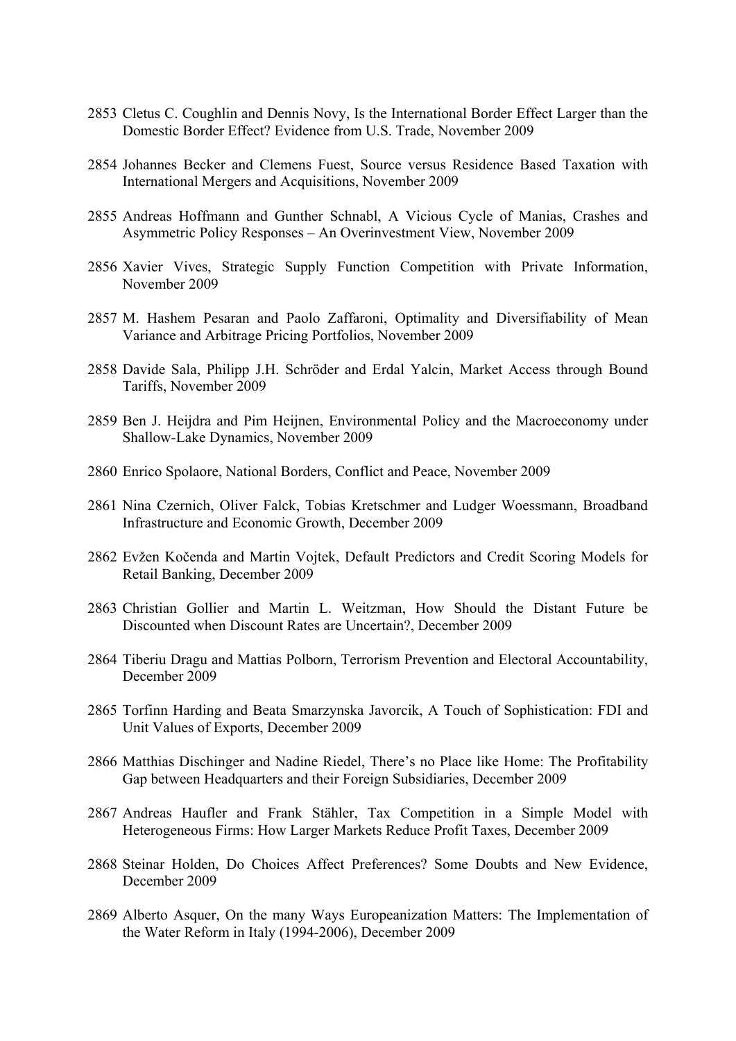2853 Cletus C. Coughlin and Dennis Novy, Is the International Border Effect Larger than the Domestic Border Effect? Evidence from U.S. Trade, November 2009

2854 Johannes Becker and Clemens Fuest, Source versus Residence Based Taxation with International Mergers and Acquisitions, November 2009

2855 Andreas Hoffmann and Gunther Schnabl, A Vicious Cycle of Manias, Crashes and Asymmetric Policy Responses – An Overinvestment View, November 2009

2856 Xavier Vives, Strategic Supply Function Competition with Private Information, November 2009

2857 M. Hashem Pesaran and Paolo Zaffaroni, Optimality and Diversifiability of Mean Variance and Arbitrage Pricing Portfolios, November 2009

2858 Davide Sala, Philipp J.H. Schröder and Erdal Yalcin, Market Access through Bound Tariffs, November 2009

2859 Ben J. Heijdra and Pim Heijnen, Environmental Policy and the Macroeconomy under Shallow-Lake Dynamics, November 2009

2860 Enrico Spolaore, National Borders, Conflict and Peace, November 2009

2861 Nina Czernich, Oliver Falck, Tobias Kretschmer and Ludger Woessmann, Broadband Infrastructure and Economic Growth, December 2009

2862 Evžen Kočenda and Martin Vojtek, Default Predictors and Credit Scoring Models for Retail Banking, December 2009

2863 Christian Gollier and Martin L. Weitzman, How Should the Distant Future be Discounted when Discount Rates are Uncertain?, December 2009

2864 Tiberiu Dragu and Mattias Polborn, Terrorism Prevention and Electoral Accountability, December 2009

2865 Torfinn Harding and Beata Smarzynska Javorcik, A Touch of Sophistication: FDI and Unit Values of Exports, December 2009

2866 Matthias Dischinger and Nadine Riedel, There's no Place like Home: The Profitability Gap between Headquarters and their Foreign Subsidiaries, December 2009

2867 Andreas Haufler and Frank Stähler, Tax Competition in a Simple Model with Heterogeneous Firms: How Larger Markets Reduce Profit Taxes, December 2009

2868 Steinar Holden, Do Choices Affect Preferences? Some Doubts and New Evidence, December 2009

2869 Alberto Asquer, On the many Ways Europeanization Matters: The Implementation of the Water Reform in Italy (1994-2006), December 2009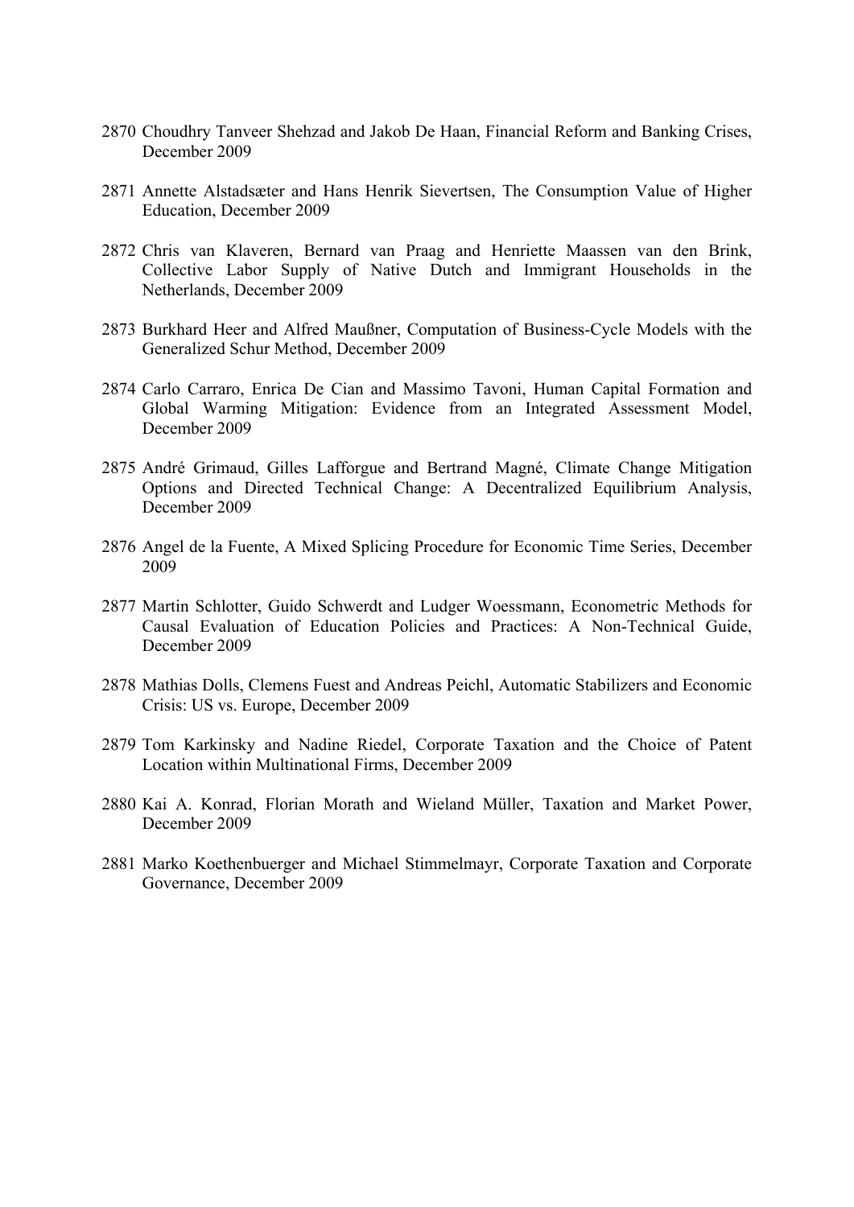2870 Choudhry Tanveer Shehzad and Jakob De Haan, Financial Reform and Banking Crises, December 2009

2871 Annette Alstadsæter and Hans Henrik Sievertsen, The Consumption Value of Higher Education, December 2009

2872 Chris van Klaveren, Bernard van Praag and Henriette Maassen van den Brink, Collective Labor Supply of Native Dutch and Immigrant Households in the Netherlands, December 2009

2873 Burkhard Heer and Alfred Maußner, Computation of Business-Cycle Models with the Generalized Schur Method, December 2009

2874 Carlo Carraro, Enrica De Cian and Massimo Tavoni, Human Capital Formation and Global Warming Mitigation: Evidence from an Integrated Assessment Model, December 2009

2875 André Grimaud, Gilles Lafforgue and Bertrand Magné, Climate Change Mitigation Options and Directed Technical Change: A Decentralized Equilibrium Analysis, December 2009

2876 Angel de la Fuente, A Mixed Splicing Procedure for Economic Time Series, December 2009

2877 Martin Schlotter, Guido Schwerdt and Ludger Woessmann, Econometric Methods for Causal Evaluation of Education Policies and Practices: A Non-Technical Guide, December 2009

2878 Mathias Dolls, Clemens Fuest and Andreas Peichl, Automatic Stabilizers and Economic Crisis: US vs. Europe, December 2009

2879 Tom Karkinsky and Nadine Riedel, Corporate Taxation and the Choice of Patent Location within Multinational Firms, December 2009

2880 Kai A. Konrad, Florian Morath and Wieland Müller, Taxation and Market Power, December 2009

2881 Marko Koethenbuerger and Michael Stimmelmayr, Corporate Taxation and Corporate Governance, December 2009